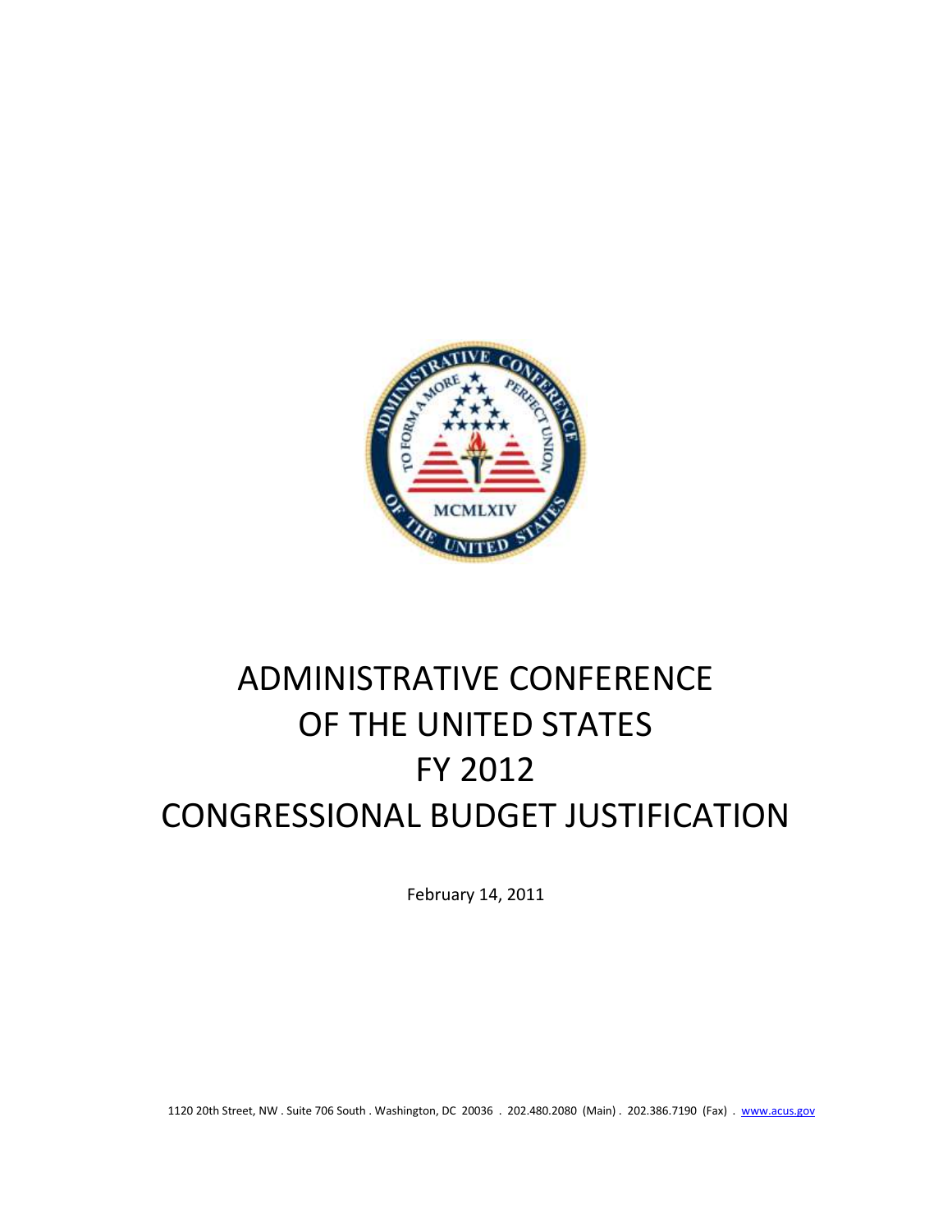# ADMINISTRATIVE CONFERENCE OF THE UNITED STATES FY 2012 CONGRESSIONAL BUDGET JUSTIFICATION

February 14, 2011

1120 20th Street, NW . Suite 706 South . Washington, DC 20036 . 202.480.2080 (Main) . 202.386.7190 (Fax) . www.acus.gov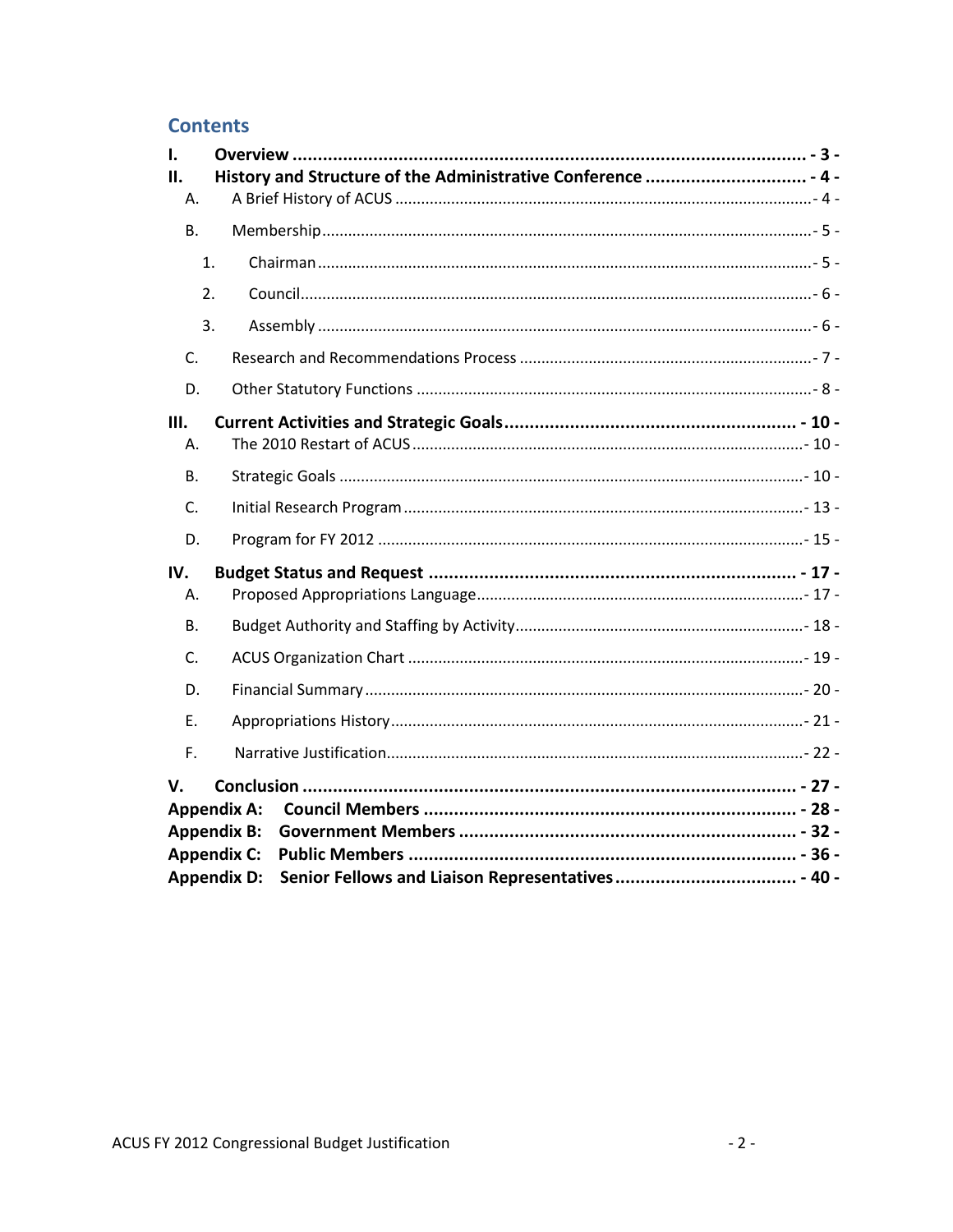## Contents

- **I. Overview** ... **- 3 -**
- **II. History and Structure of the Administrative Conference** ... **- 4 -**
  - A. A Brief History of ACUS ... - 4 -
  - B. Membership ... - 5 -
    - 1. Chairman ... - 5 -
    - 2. Council ... - 6 -
    - 3. Assembly ... - 6 -
  - C. Research and Recommendations Process ... - 7 -
  - D. Other Statutory Functions ... - 8 -
- **III. Current Activities and Strategic Goals** ... **- 10 -**
  - A. The 2010 Restart of ACUS ... - 10 -
  - B. Strategic Goals ... - 10 -
  - C. Initial Research Program ... - 13 -
  - D. Program for FY 2012 ... - 15 -
- **IV. Budget Status and Request** ... **- 17 -**
  - A. Proposed Appropriations Language ... - 17 -
  - B. Budget Authority and Staffing by Activity ... - 18 -
  - C. ACUS Organization Chart ... - 19 -
  - D. Financial Summary ... - 20 -
  - E. Appropriations History ... - 21 -
  - F. Narrative Justification ... - 22 -
- **V. Conclusion** ... **- 27 -**
- **Appendix A: Council Members** ... **- 28 -**
- **Appendix B: Government Members** ... **- 32 -**
- **Appendix C: Public Members** ... **- 36 -**
- **Appendix D: Senior Fellows and Liaison Representatives** ... **- 40 -**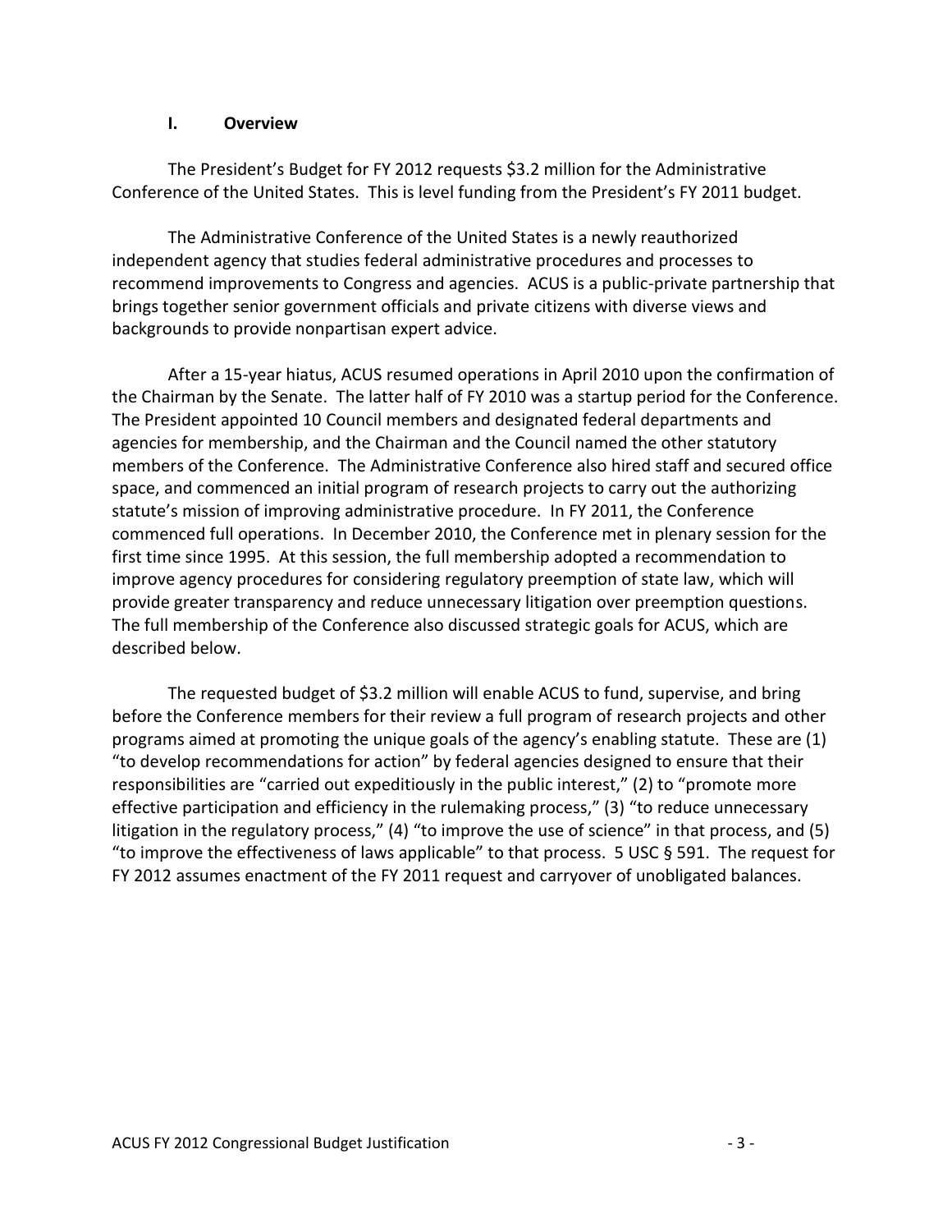## I. Overview

The President's Budget for FY 2012 requests $3.2 million for the Administrative Conference of the United States. This is level funding from the President's FY 2011 budget.

The Administrative Conference of the United States is a newly reauthorized independent agency that studies federal administrative procedures and processes to recommend improvements to Congress and agencies. ACUS is a public-private partnership that brings together senior government officials and private citizens with diverse views and backgrounds to provide nonpartisan expert advice.

After a 15-year hiatus, ACUS resumed operations in April 2010 upon the confirmation of the Chairman by the Senate. The latter half of FY 2010 was a startup period for the Conference. The President appointed 10 Council members and designated federal departments and agencies for membership, and the Chairman and the Council named the other statutory members of the Conference. The Administrative Conference also hired staff and secured office space, and commenced an initial program of research projects to carry out the authorizing statute's mission of improving administrative procedure. In FY 2011, the Conference commenced full operations. In December 2010, the Conference met in plenary session for the first time since 1995. At this session, the full membership adopted a recommendation to improve agency procedures for considering regulatory preemption of state law, which will provide greater transparency and reduce unnecessary litigation over preemption questions. The full membership of the Conference also discussed strategic goals for ACUS, which are described below.

The requested budget of $3.2 million will enable ACUS to fund, supervise, and bring before the Conference members for their review a full program of research projects and other programs aimed at promoting the unique goals of the agency's enabling statute. These are (1) "to develop recommendations for action" by federal agencies designed to ensure that their responsibilities are "carried out expeditiously in the public interest," (2) to "promote more effective participation and efficiency in the rulemaking process," (3) "to reduce unnecessary litigation in the regulatory process," (4) "to improve the use of science" in that process, and (5) "to improve the effectiveness of laws applicable" to that process. 5 USC § 591. The request for FY 2012 assumes enactment of the FY 2011 request and carryover of unobligated balances.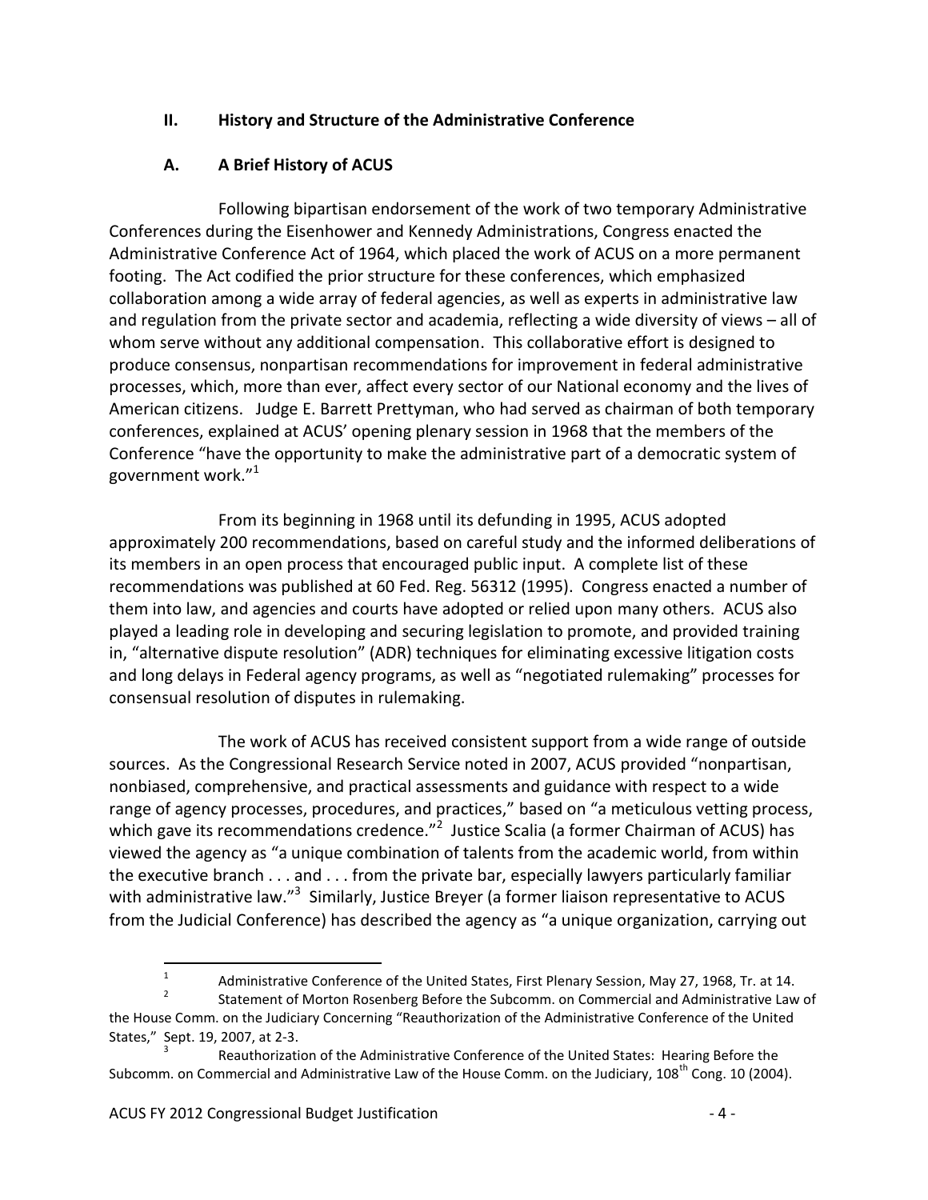## II. History and Structure of the Administrative Conference

### A. A Brief History of ACUS

Following bipartisan endorsement of the work of two temporary Administrative Conferences during the Eisenhower and Kennedy Administrations, Congress enacted the Administrative Conference Act of 1964, which placed the work of ACUS on a more permanent footing. The Act codified the prior structure for these conferences, which emphasized collaboration among a wide array of federal agencies, as well as experts in administrative law and regulation from the private sector and academia, reflecting a wide diversity of views – all of whom serve without any additional compensation. This collaborative effort is designed to produce consensus, nonpartisan recommendations for improvement in federal administrative processes, which, more than ever, affect every sector of our National economy and the lives of American citizens. Judge E. Barrett Prettyman, who had served as chairman of both temporary conferences, explained at ACUS' opening plenary session in 1968 that the members of the Conference "have the opportunity to make the administrative part of a democratic system of government work."[1]

From its beginning in 1968 until its defunding in 1995, ACUS adopted approximately 200 recommendations, based on careful study and the informed deliberations of its members in an open process that encouraged public input. A complete list of these recommendations was published at 60 Fed. Reg. 56312 (1995). Congress enacted a number of them into law, and agencies and courts have adopted or relied upon many others. ACUS also played a leading role in developing and securing legislation to promote, and provided training in, "alternative dispute resolution" (ADR) techniques for eliminating excessive litigation costs and long delays in Federal agency programs, as well as "negotiated rulemaking" processes for consensual resolution of disputes in rulemaking.

The work of ACUS has received consistent support from a wide range of outside sources. As the Congressional Research Service noted in 2007, ACUS provided "nonpartisan, nonbiased, comprehensive, and practical assessments and guidance with respect to a wide range of agency processes, procedures, and practices," based on "a meticulous vetting process, which gave its recommendations credence."[2] Justice Scalia (a former Chairman of ACUS) has viewed the agency as "a unique combination of talents from the academic world, from within the executive branch . . . and . . . from the private bar, especially lawyers particularly familiar with administrative law."[3] Similarly, Justice Breyer (a former liaison representative to ACUS from the Judicial Conference) has described the agency as "a unique organization, carrying out

---

[1] Administrative Conference of the United States, First Plenary Session, May 27, 1968, Tr. at 14.

[2] Statement of Morton Rosenberg Before the Subcomm. on Commercial and Administrative Law of the House Comm. on the Judiciary Concerning "Reauthorization of the Administrative Conference of the United States," Sept. 19, 2007, at 2-3.

[3] Reauthorization of the Administrative Conference of the United States: Hearing Before the Subcomm. on Commercial and Administrative Law of the House Comm. on the Judiciary, 108th Cong. 10 (2004).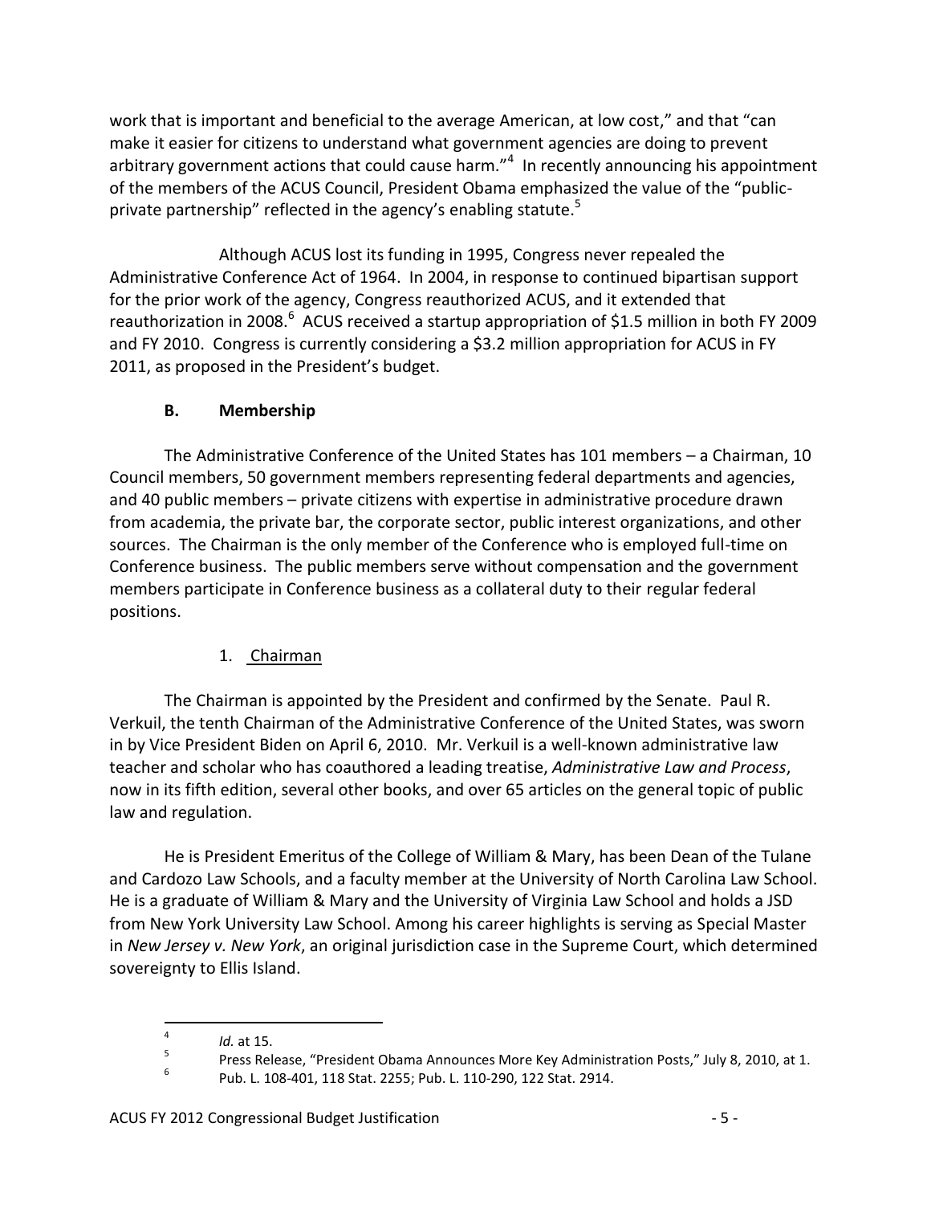work that is important and beneficial to the average American, at low cost," and that "can make it easier for citizens to understand what government agencies are doing to prevent arbitrary government actions that could cause harm."[4] In recently announcing his appointment of the members of the ACUS Council, President Obama emphasized the value of the "public-private partnership" reflected in the agency's enabling statute.[5]

Although ACUS lost its funding in 1995, Congress never repealed the Administrative Conference Act of 1964. In 2004, in response to continued bipartisan support for the prior work of the agency, Congress reauthorized ACUS, and it extended that reauthorization in 2008.[6] ACUS received a startup appropriation of $1.5 million in both FY 2009 and FY 2010. Congress is currently considering a $3.2 million appropriation for ACUS in FY 2011, as proposed in the President's budget.

### B. Membership

The Administrative Conference of the United States has 101 members – a Chairman, 10 Council members, 50 government members representing federal departments and agencies, and 40 public members – private citizens with expertise in administrative procedure drawn from academia, the private bar, the corporate sector, public interest organizations, and other sources. The Chairman is the only member of the Conference who is employed full-time on Conference business. The public members serve without compensation and the government members participate in Conference business as a collateral duty to their regular federal positions.

#### 1. Chairman

The Chairman is appointed by the President and confirmed by the Senate. Paul R. Verkuil, the tenth Chairman of the Administrative Conference of the United States, was sworn in by Vice President Biden on April 6, 2010. Mr. Verkuil is a well-known administrative law teacher and scholar who has coauthored a leading treatise, *Administrative Law and Process*, now in its fifth edition, several other books, and over 65 articles on the general topic of public law and regulation.

He is President Emeritus of the College of William & Mary, has been Dean of the Tulane and Cardozo Law Schools, and a faculty member at the University of North Carolina Law School. He is a graduate of William & Mary and the University of Virginia Law School and holds a JSD from New York University Law School. Among his career highlights is serving as Special Master in *New Jersey v. New York*, an original jurisdiction case in the Supreme Court, which determined sovereignty to Ellis Island.

---

[4] *Id.* at 15.

[5] Press Release, "President Obama Announces More Key Administration Posts," July 8, 2010, at 1.

[6] Pub. L. 108-401, 118 Stat. 2255; Pub. L. 110-290, 122 Stat. 2914.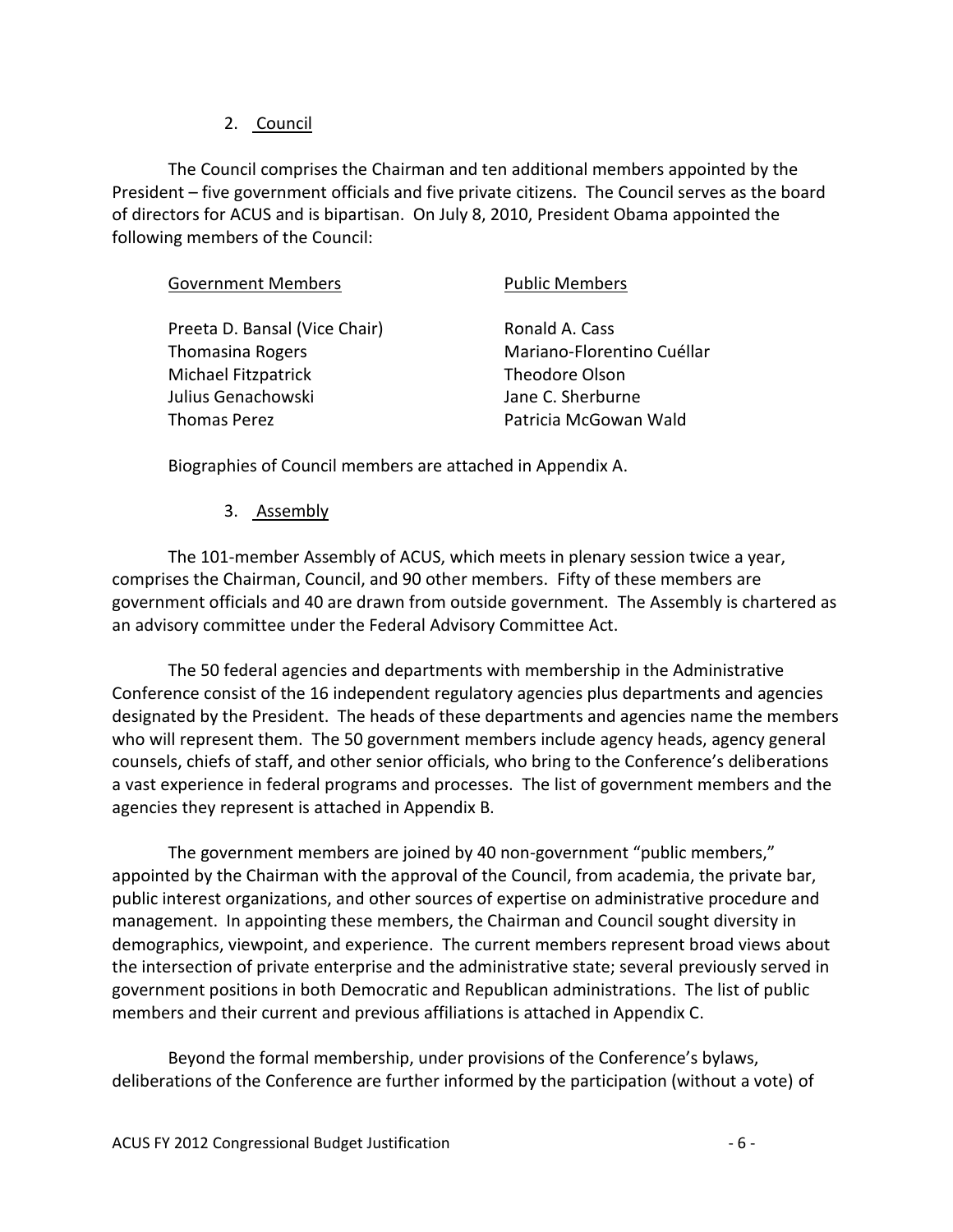### 2. Council

The Council comprises the Chairman and ten additional members appointed by the President – five government officials and five private citizens. The Council serves as the board of directors for ACUS and is bipartisan. On July 8, 2010, President Obama appointed the following members of the Council:

| Government Members | Public Members |
|---|---|
| Preeta D. Bansal (Vice Chair) | Ronald A. Cass |
| Thomasina Rogers | Mariano-Florentino Cuéllar |
| Michael Fitzpatrick | Theodore Olson |
| Julius Genachowski | Jane C. Sherburne |
| Thomas Perez | Patricia McGowan Wald |

Biographies of Council members are attached in Appendix A.

### 3. Assembly

The 101-member Assembly of ACUS, which meets in plenary session twice a year, comprises the Chairman, Council, and 90 other members. Fifty of these members are government officials and 40 are drawn from outside government. The Assembly is chartered as an advisory committee under the Federal Advisory Committee Act.

The 50 federal agencies and departments with membership in the Administrative Conference consist of the 16 independent regulatory agencies plus departments and agencies designated by the President. The heads of these departments and agencies name the members who will represent them. The 50 government members include agency heads, agency general counsels, chiefs of staff, and other senior officials, who bring to the Conference's deliberations a vast experience in federal programs and processes. The list of government members and the agencies they represent is attached in Appendix B.

The government members are joined by 40 non-government "public members," appointed by the Chairman with the approval of the Council, from academia, the private bar, public interest organizations, and other sources of expertise on administrative procedure and management. In appointing these members, the Chairman and Council sought diversity in demographics, viewpoint, and experience. The current members represent broad views about the intersection of private enterprise and the administrative state; several previously served in government positions in both Democratic and Republican administrations. The list of public members and their current and previous affiliations is attached in Appendix C.

Beyond the formal membership, under provisions of the Conference's bylaws, deliberations of the Conference are further informed by the participation (without a vote) of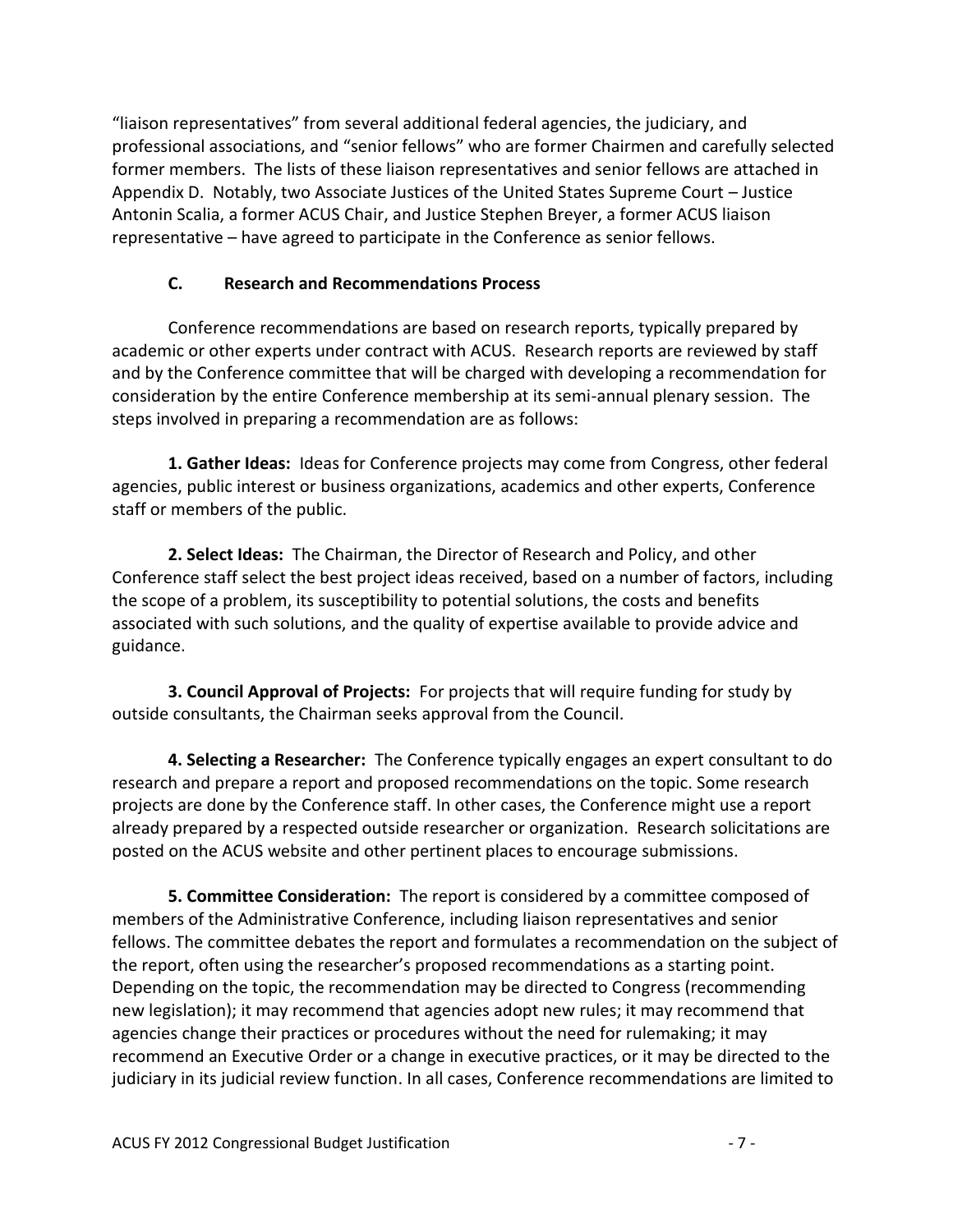"liaison representatives" from several additional federal agencies, the judiciary, and professional associations, and "senior fellows" who are former Chairmen and carefully selected former members. The lists of these liaison representatives and senior fellows are attached in Appendix D. Notably, two Associate Justices of the United States Supreme Court – Justice Antonin Scalia, a former ACUS Chair, and Justice Stephen Breyer, a former ACUS liaison representative – have agreed to participate in the Conference as senior fellows.

### C. Research and Recommendations Process

Conference recommendations are based on research reports, typically prepared by academic or other experts under contract with ACUS. Research reports are reviewed by staff and by the Conference committee that will be charged with developing a recommendation for consideration by the entire Conference membership at its semi-annual plenary session. The steps involved in preparing a recommendation are as follows:

**1. Gather Ideas:** Ideas for Conference projects may come from Congress, other federal agencies, public interest or business organizations, academics and other experts, Conference staff or members of the public.

**2. Select Ideas:** The Chairman, the Director of Research and Policy, and other Conference staff select the best project ideas received, based on a number of factors, including the scope of a problem, its susceptibility to potential solutions, the costs and benefits associated with such solutions, and the quality of expertise available to provide advice and guidance.

**3. Council Approval of Projects:** For projects that will require funding for study by outside consultants, the Chairman seeks approval from the Council.

**4. Selecting a Researcher:** The Conference typically engages an expert consultant to do research and prepare a report and proposed recommendations on the topic. Some research projects are done by the Conference staff. In other cases, the Conference might use a report already prepared by a respected outside researcher or organization. Research solicitations are posted on the ACUS website and other pertinent places to encourage submissions.

**5. Committee Consideration:** The report is considered by a committee composed of members of the Administrative Conference, including liaison representatives and senior fellows. The committee debates the report and formulates a recommendation on the subject of the report, often using the researcher's proposed recommendations as a starting point. Depending on the topic, the recommendation may be directed to Congress (recommending new legislation); it may recommend that agencies adopt new rules; it may recommend that agencies change their practices or procedures without the need for rulemaking; it may recommend an Executive Order or a change in executive practices, or it may be directed to the judiciary in its judicial review function. In all cases, Conference recommendations are limited to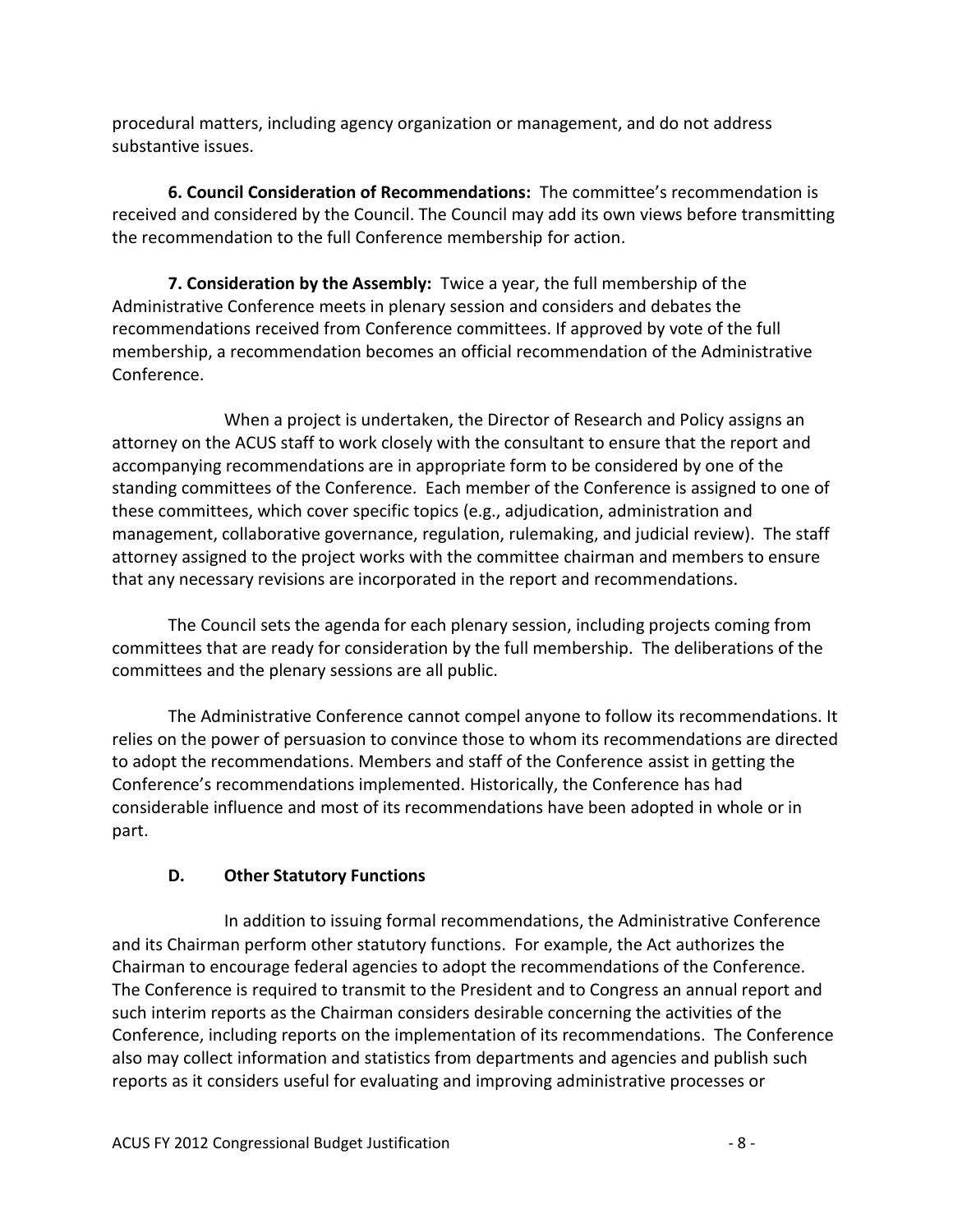procedural matters, including agency organization or management, and do not address substantive issues.

**6. Council Consideration of Recommendations:** The committee's recommendation is received and considered by the Council. The Council may add its own views before transmitting the recommendation to the full Conference membership for action.

**7. Consideration by the Assembly:** Twice a year, the full membership of the Administrative Conference meets in plenary session and considers and debates the recommendations received from Conference committees. If approved by vote of the full membership, a recommendation becomes an official recommendation of the Administrative Conference.

When a project is undertaken, the Director of Research and Policy assigns an attorney on the ACUS staff to work closely with the consultant to ensure that the report and accompanying recommendations are in appropriate form to be considered by one of the standing committees of the Conference. Each member of the Conference is assigned to one of these committees, which cover specific topics (e.g., adjudication, administration and management, collaborative governance, regulation, rulemaking, and judicial review). The staff attorney assigned to the project works with the committee chairman and members to ensure that any necessary revisions are incorporated in the report and recommendations.

The Council sets the agenda for each plenary session, including projects coming from committees that are ready for consideration by the full membership. The deliberations of the committees and the plenary sessions are all public.

The Administrative Conference cannot compel anyone to follow its recommendations. It relies on the power of persuasion to convince those to whom its recommendations are directed to adopt the recommendations. Members and staff of the Conference assist in getting the Conference's recommendations implemented. Historically, the Conference has had considerable influence and most of its recommendations have been adopted in whole or in part.

### D. Other Statutory Functions

In addition to issuing formal recommendations, the Administrative Conference and its Chairman perform other statutory functions. For example, the Act authorizes the Chairman to encourage federal agencies to adopt the recommendations of the Conference. The Conference is required to transmit to the President and to Congress an annual report and such interim reports as the Chairman considers desirable concerning the activities of the Conference, including reports on the implementation of its recommendations. The Conference also may collect information and statistics from departments and agencies and publish such reports as it considers useful for evaluating and improving administrative processes or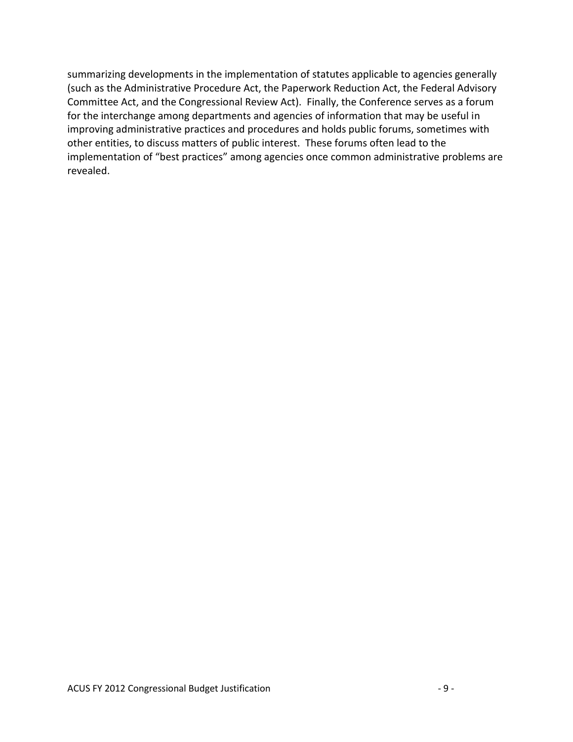summarizing developments in the implementation of statutes applicable to agencies generally (such as the Administrative Procedure Act, the Paperwork Reduction Act, the Federal Advisory Committee Act, and the Congressional Review Act). Finally, the Conference serves as a forum for the interchange among departments and agencies of information that may be useful in improving administrative practices and procedures and holds public forums, sometimes with other entities, to discuss matters of public interest. These forums often lead to the implementation of "best practices" among agencies once common administrative problems are revealed.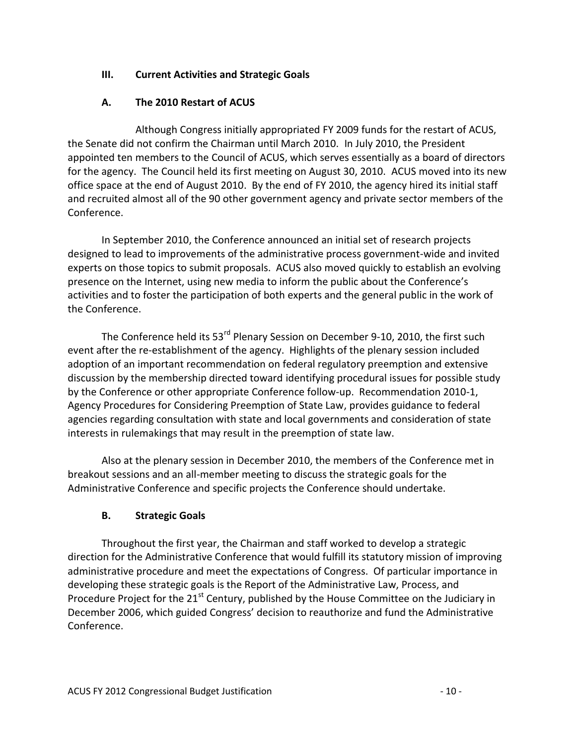## III. Current Activities and Strategic Goals

### A. The 2010 Restart of ACUS

Although Congress initially appropriated FY 2009 funds for the restart of ACUS, the Senate did not confirm the Chairman until March 2010. In July 2010, the President appointed ten members to the Council of ACUS, which serves essentially as a board of directors for the agency. The Council held its first meeting on August 30, 2010. ACUS moved into its new office space at the end of August 2010. By the end of FY 2010, the agency hired its initial staff and recruited almost all of the 90 other government agency and private sector members of the Conference.

In September 2010, the Conference announced an initial set of research projects designed to lead to improvements of the administrative process government-wide and invited experts on those topics to submit proposals. ACUS also moved quickly to establish an evolving presence on the Internet, using new media to inform the public about the Conference's activities and to foster the participation of both experts and the general public in the work of the Conference.

The Conference held its 53rd Plenary Session on December 9-10, 2010, the first such event after the re-establishment of the agency. Highlights of the plenary session included adoption of an important recommendation on federal regulatory preemption and extensive discussion by the membership directed toward identifying procedural issues for possible study by the Conference or other appropriate Conference follow-up. Recommendation 2010-1, Agency Procedures for Considering Preemption of State Law, provides guidance to federal agencies regarding consultation with state and local governments and consideration of state interests in rulemakings that may result in the preemption of state law.

Also at the plenary session in December 2010, the members of the Conference met in breakout sessions and an all-member meeting to discuss the strategic goals for the Administrative Conference and specific projects the Conference should undertake.

### B. Strategic Goals

Throughout the first year, the Chairman and staff worked to develop a strategic direction for the Administrative Conference that would fulfill its statutory mission of improving administrative procedure and meet the expectations of Congress. Of particular importance in developing these strategic goals is the Report of the Administrative Law, Process, and Procedure Project for the 21st Century, published by the House Committee on the Judiciary in December 2006, which guided Congress' decision to reauthorize and fund the Administrative Conference.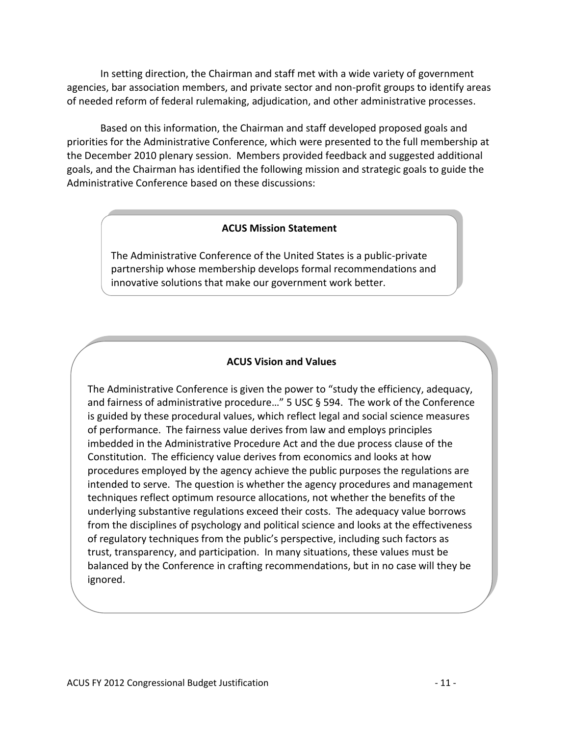In setting direction, the Chairman and staff met with a wide variety of government agencies, bar association members, and private sector and non-profit groups to identify areas of needed reform of federal rulemaking, adjudication, and other administrative processes.

Based on this information, the Chairman and staff developed proposed goals and priorities for the Administrative Conference, which were presented to the full membership at the December 2010 plenary session. Members provided feedback and suggested additional goals, and the Chairman has identified the following mission and strategic goals to guide the Administrative Conference based on these discussions:

**ACUS Mission Statement**

The Administrative Conference of the United States is a public-private partnership whose membership develops formal recommendations and innovative solutions that make our government work better.

**ACUS Vision and Values**

The Administrative Conference is given the power to "study the efficiency, adequacy, and fairness of administrative procedure…" 5 USC § 594. The work of the Conference is guided by these procedural values, which reflect legal and social science measures of performance. The fairness value derives from law and employs principles imbedded in the Administrative Procedure Act and the due process clause of the Constitution. The efficiency value derives from economics and looks at how procedures employed by the agency achieve the public purposes the regulations are intended to serve. The question is whether the agency procedures and management techniques reflect optimum resource allocations, not whether the benefits of the underlying substantive regulations exceed their costs. The adequacy value borrows from the disciplines of psychology and political science and looks at the effectiveness of regulatory techniques from the public's perspective, including such factors as trust, transparency, and participation. In many situations, these values must be balanced by the Conference in crafting recommendations, but in no case will they be ignored.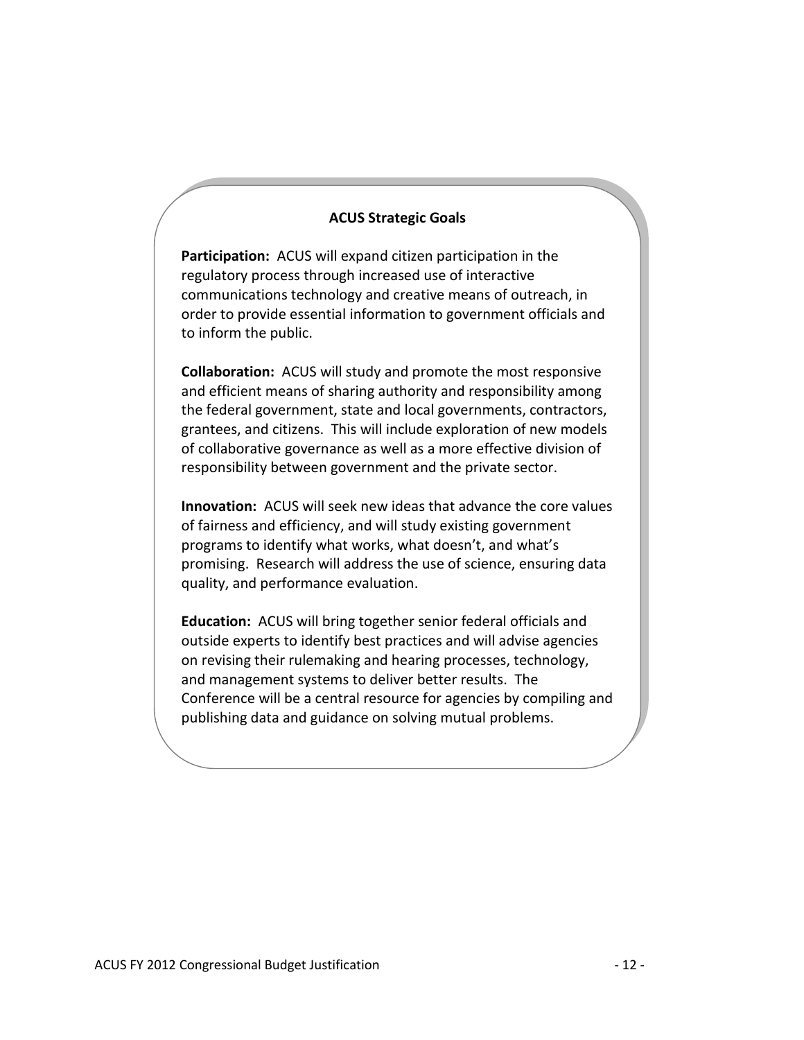## ACUS Strategic Goals

**Participation:** ACUS will expand citizen participation in the regulatory process through increased use of interactive communications technology and creative means of outreach, in order to provide essential information to government officials and to inform the public.

**Collaboration:** ACUS will study and promote the most responsive and efficient means of sharing authority and responsibility among the federal government, state and local governments, contractors, grantees, and citizens. This will include exploration of new models of collaborative governance as well as a more effective division of responsibility between government and the private sector.

**Innovation:** ACUS will seek new ideas that advance the core values of fairness and efficiency, and will study existing government programs to identify what works, what doesn't, and what's promising. Research will address the use of science, ensuring data quality, and performance evaluation.

**Education:** ACUS will bring together senior federal officials and outside experts to identify best practices and will advise agencies on revising their rulemaking and hearing processes, technology, and management systems to deliver better results. The Conference will be a central resource for agencies by compiling and publishing data and guidance on solving mutual problems.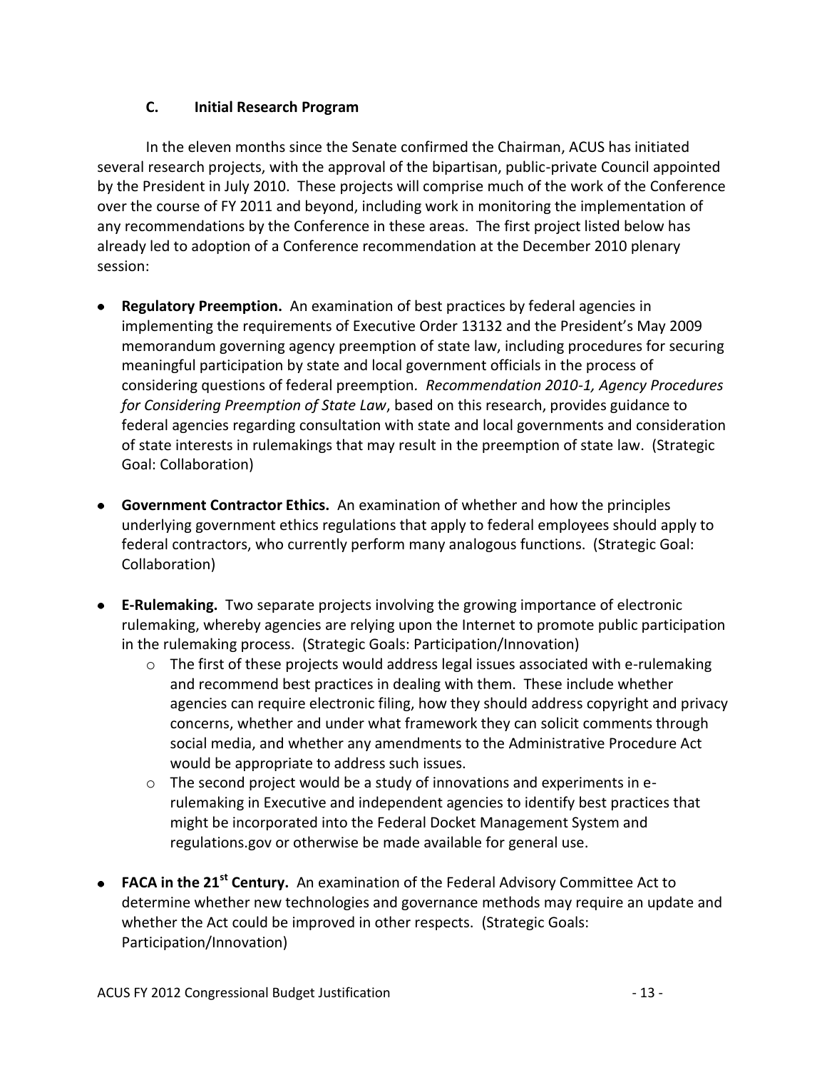### C. Initial Research Program

In the eleven months since the Senate confirmed the Chairman, ACUS has initiated several research projects, with the approval of the bipartisan, public-private Council appointed by the President in July 2010. These projects will comprise much of the work of the Conference over the course of FY 2011 and beyond, including work in monitoring the implementation of any recommendations by the Conference in these areas. The first project listed below has already led to adoption of a Conference recommendation at the December 2010 plenary session:

- **Regulatory Preemption.** An examination of best practices by federal agencies in implementing the requirements of Executive Order 13132 and the President's May 2009 memorandum governing agency preemption of state law, including procedures for securing meaningful participation by state and local government officials in the process of considering questions of federal preemption. *Recommendation 2010-1, Agency Procedures for Considering Preemption of State Law*, based on this research, provides guidance to federal agencies regarding consultation with state and local governments and consideration of state interests in rulemakings that may result in the preemption of state law. (Strategic Goal: Collaboration)

- **Government Contractor Ethics.** An examination of whether and how the principles underlying government ethics regulations that apply to federal employees should apply to federal contractors, who currently perform many analogous functions. (Strategic Goal: Collaboration)

- **E-Rulemaking.** Two separate projects involving the growing importance of electronic rulemaking, whereby agencies are relying upon the Internet to promote public participation in the rulemaking process. (Strategic Goals: Participation/Innovation)
  - The first of these projects would address legal issues associated with e-rulemaking and recommend best practices in dealing with them. These include whether agencies can require electronic filing, how they should address copyright and privacy concerns, whether and under what framework they can solicit comments through social media, and whether any amendments to the Administrative Procedure Act would be appropriate to address such issues.
  - The second project would be a study of innovations and experiments in e-rulemaking in Executive and independent agencies to identify best practices that might be incorporated into the Federal Docket Management System and regulations.gov or otherwise be made available for general use.

- **FACA in the 21st Century.** An examination of the Federal Advisory Committee Act to determine whether new technologies and governance methods may require an update and whether the Act could be improved in other respects. (Strategic Goals: Participation/Innovation)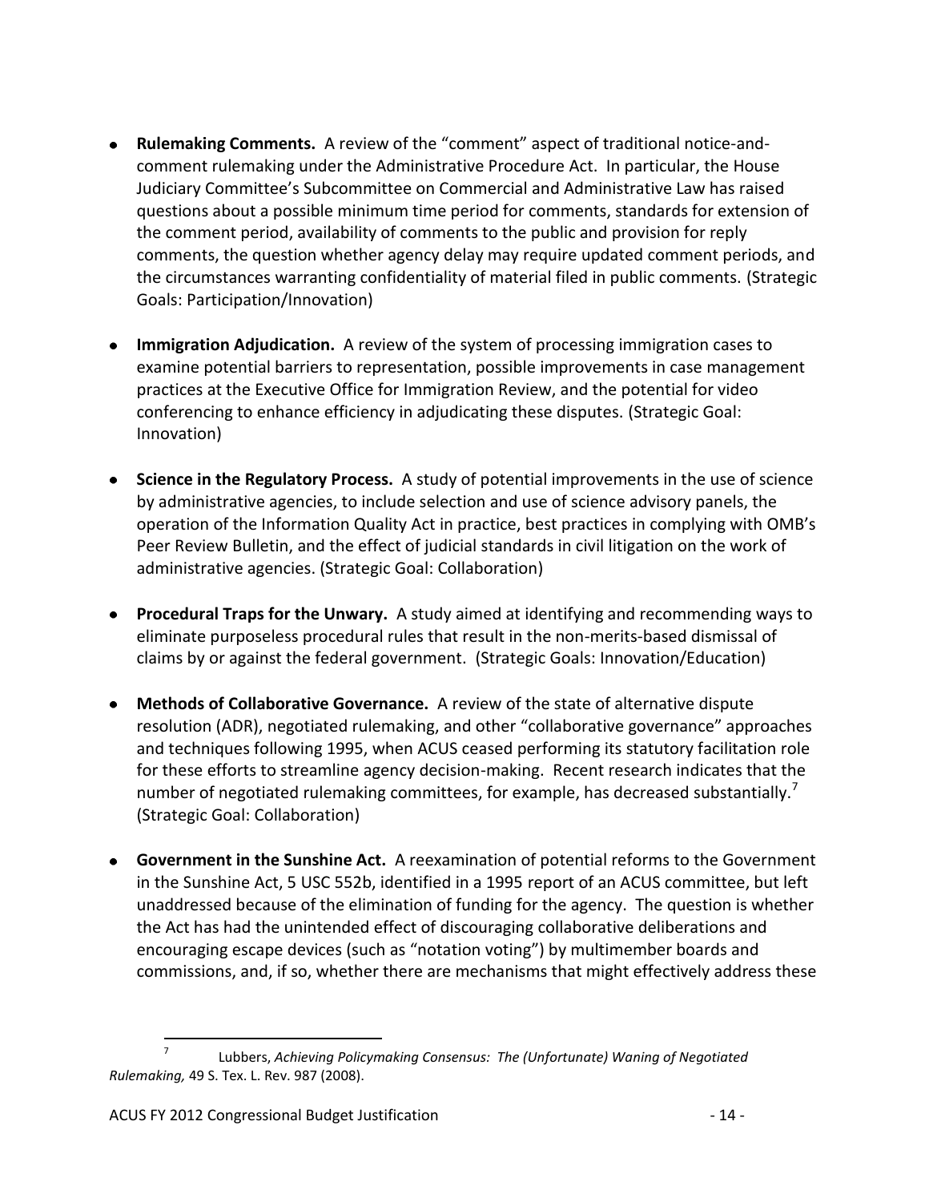- **Rulemaking Comments.** A review of the "comment" aspect of traditional notice-and-comment rulemaking under the Administrative Procedure Act. In particular, the House Judiciary Committee's Subcommittee on Commercial and Administrative Law has raised questions about a possible minimum time period for comments, standards for extension of the comment period, availability of comments to the public and provision for reply comments, the question whether agency delay may require updated comment periods, and the circumstances warranting confidentiality of material filed in public comments. (Strategic Goals: Participation/Innovation)

- **Immigration Adjudication.** A review of the system of processing immigration cases to examine potential barriers to representation, possible improvements in case management practices at the Executive Office for Immigration Review, and the potential for video conferencing to enhance efficiency in adjudicating these disputes. (Strategic Goal: Innovation)

- **Science in the Regulatory Process.** A study of potential improvements in the use of science by administrative agencies, to include selection and use of science advisory panels, the operation of the Information Quality Act in practice, best practices in complying with OMB's Peer Review Bulletin, and the effect of judicial standards in civil litigation on the work of administrative agencies. (Strategic Goal: Collaboration)

- **Procedural Traps for the Unwary.** A study aimed at identifying and recommending ways to eliminate purposeless procedural rules that result in the non-merits-based dismissal of claims by or against the federal government. (Strategic Goals: Innovation/Education)

- **Methods of Collaborative Governance.** A review of the state of alternative dispute resolution (ADR), negotiated rulemaking, and other "collaborative governance" approaches and techniques following 1995, when ACUS ceased performing its statutory facilitation role for these efforts to streamline agency decision-making. Recent research indicates that the number of negotiated rulemaking committees, for example, has decreased substantially.[7] (Strategic Goal: Collaboration)

- **Government in the Sunshine Act.** A reexamination of potential reforms to the Government in the Sunshine Act, 5 USC 552b, identified in a 1995 report of an ACUS committee, but left unaddressed because of the elimination of funding for the agency. The question is whether the Act has had the unintended effect of discouraging collaborative deliberations and encouraging escape devices (such as "notation voting") by multimember boards and commissions, and, if so, whether there are mechanisms that might effectively address these

---

[7] Lubbers, *Achieving Policymaking Consensus: The (Unfortunate) Waning of Negotiated Rulemaking,* 49 S. Tex. L. Rev. 987 (2008).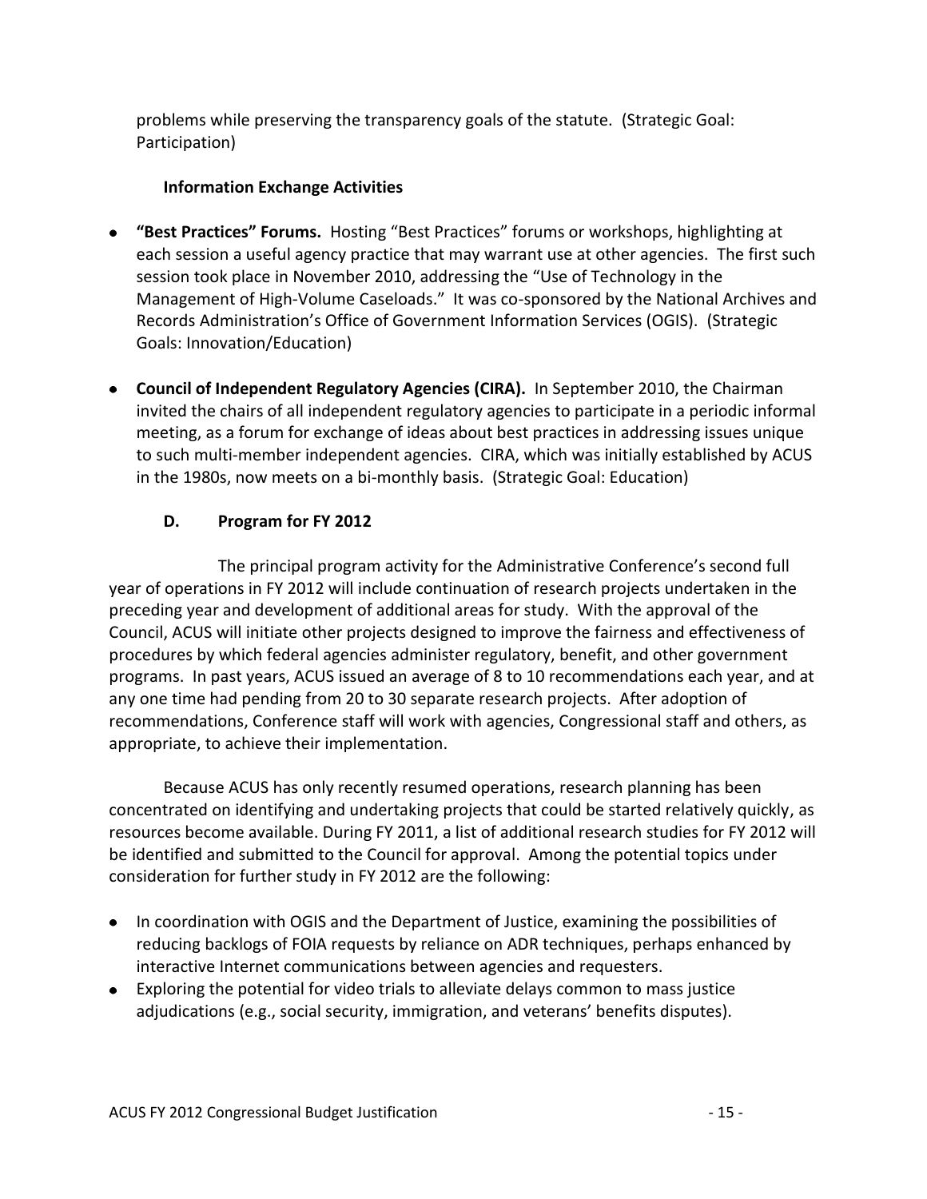problems while preserving the transparency goals of the statute. (Strategic Goal: Participation)

**Information Exchange Activities**

- **"Best Practices" Forums.** Hosting "Best Practices" forums or workshops, highlighting at each session a useful agency practice that may warrant use at other agencies. The first such session took place in November 2010, addressing the "Use of Technology in the Management of High-Volume Caseloads." It was co-sponsored by the National Archives and Records Administration's Office of Government Information Services (OGIS). (Strategic Goals: Innovation/Education)
- **Council of Independent Regulatory Agencies (CIRA).** In September 2010, the Chairman invited the chairs of all independent regulatory agencies to participate in a periodic informal meeting, as a forum for exchange of ideas about best practices in addressing issues unique to such multi-member independent agencies. CIRA, which was initially established by ACUS in the 1980s, now meets on a bi-monthly basis. (Strategic Goal: Education)

### D. Program for FY 2012

The principal program activity for the Administrative Conference's second full year of operations in FY 2012 will include continuation of research projects undertaken in the preceding year and development of additional areas for study. With the approval of the Council, ACUS will initiate other projects designed to improve the fairness and effectiveness of procedures by which federal agencies administer regulatory, benefit, and other government programs. In past years, ACUS issued an average of 8 to 10 recommendations each year, and at any one time had pending from 20 to 30 separate research projects. After adoption of recommendations, Conference staff will work with agencies, Congressional staff and others, as appropriate, to achieve their implementation.

Because ACUS has only recently resumed operations, research planning has been concentrated on identifying and undertaking projects that could be started relatively quickly, as resources become available. During FY 2011, a list of additional research studies for FY 2012 will be identified and submitted to the Council for approval. Among the potential topics under consideration for further study in FY 2012 are the following:

- In coordination with OGIS and the Department of Justice, examining the possibilities of reducing backlogs of FOIA requests by reliance on ADR techniques, perhaps enhanced by interactive Internet communications between agencies and requesters.
- Exploring the potential for video trials to alleviate delays common to mass justice adjudications (e.g., social security, immigration, and veterans' benefits disputes).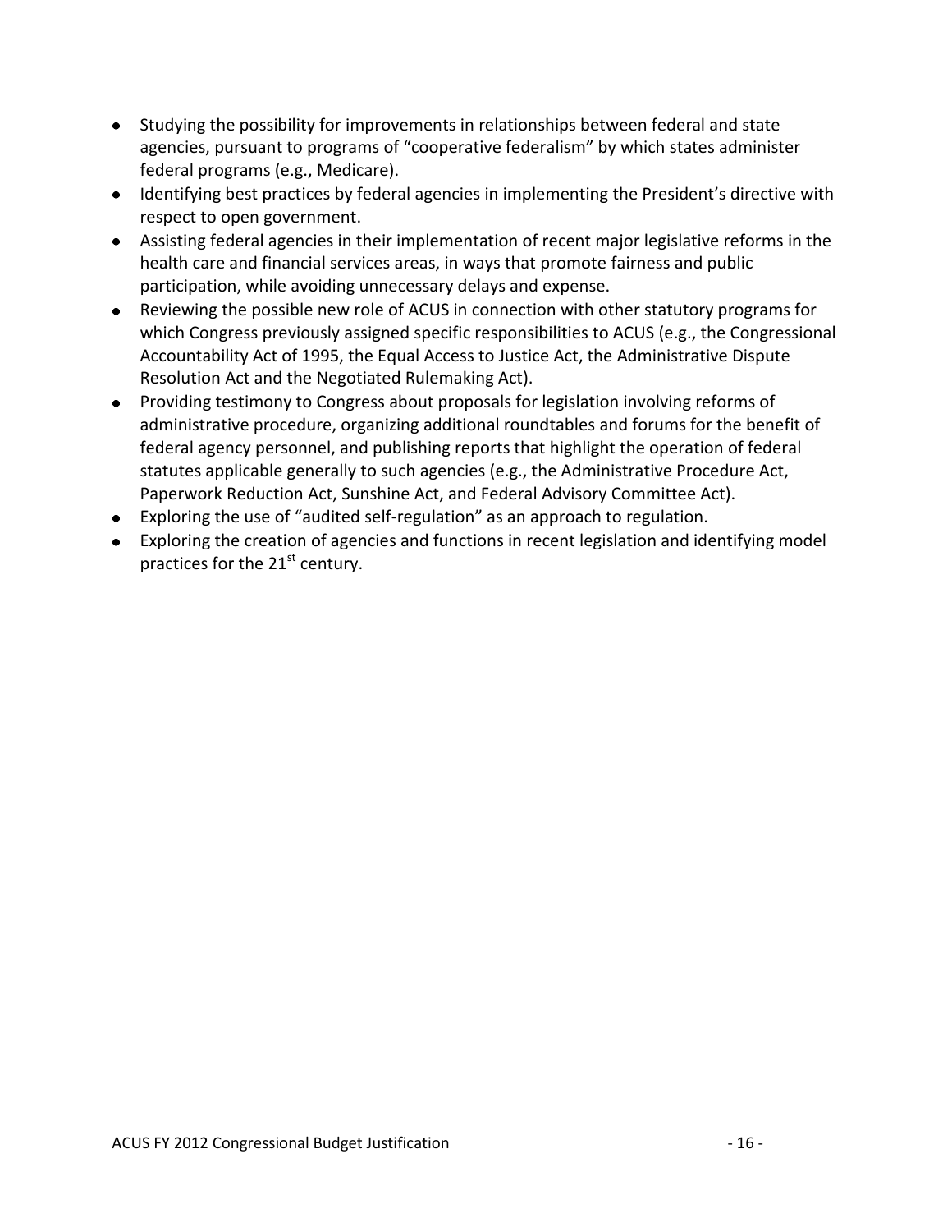- Studying the possibility for improvements in relationships between federal and state agencies, pursuant to programs of "cooperative federalism" by which states administer federal programs (e.g., Medicare).
- Identifying best practices by federal agencies in implementing the President's directive with respect to open government.
- Assisting federal agencies in their implementation of recent major legislative reforms in the health care and financial services areas, in ways that promote fairness and public participation, while avoiding unnecessary delays and expense.
- Reviewing the possible new role of ACUS in connection with other statutory programs for which Congress previously assigned specific responsibilities to ACUS (e.g., the Congressional Accountability Act of 1995, the Equal Access to Justice Act, the Administrative Dispute Resolution Act and the Negotiated Rulemaking Act).
- Providing testimony to Congress about proposals for legislation involving reforms of administrative procedure, organizing additional roundtables and forums for the benefit of federal agency personnel, and publishing reports that highlight the operation of federal statutes applicable generally to such agencies (e.g., the Administrative Procedure Act, Paperwork Reduction Act, Sunshine Act, and Federal Advisory Committee Act).
- Exploring the use of "audited self-regulation" as an approach to regulation.
- Exploring the creation of agencies and functions in recent legislation and identifying model practices for the 21st century.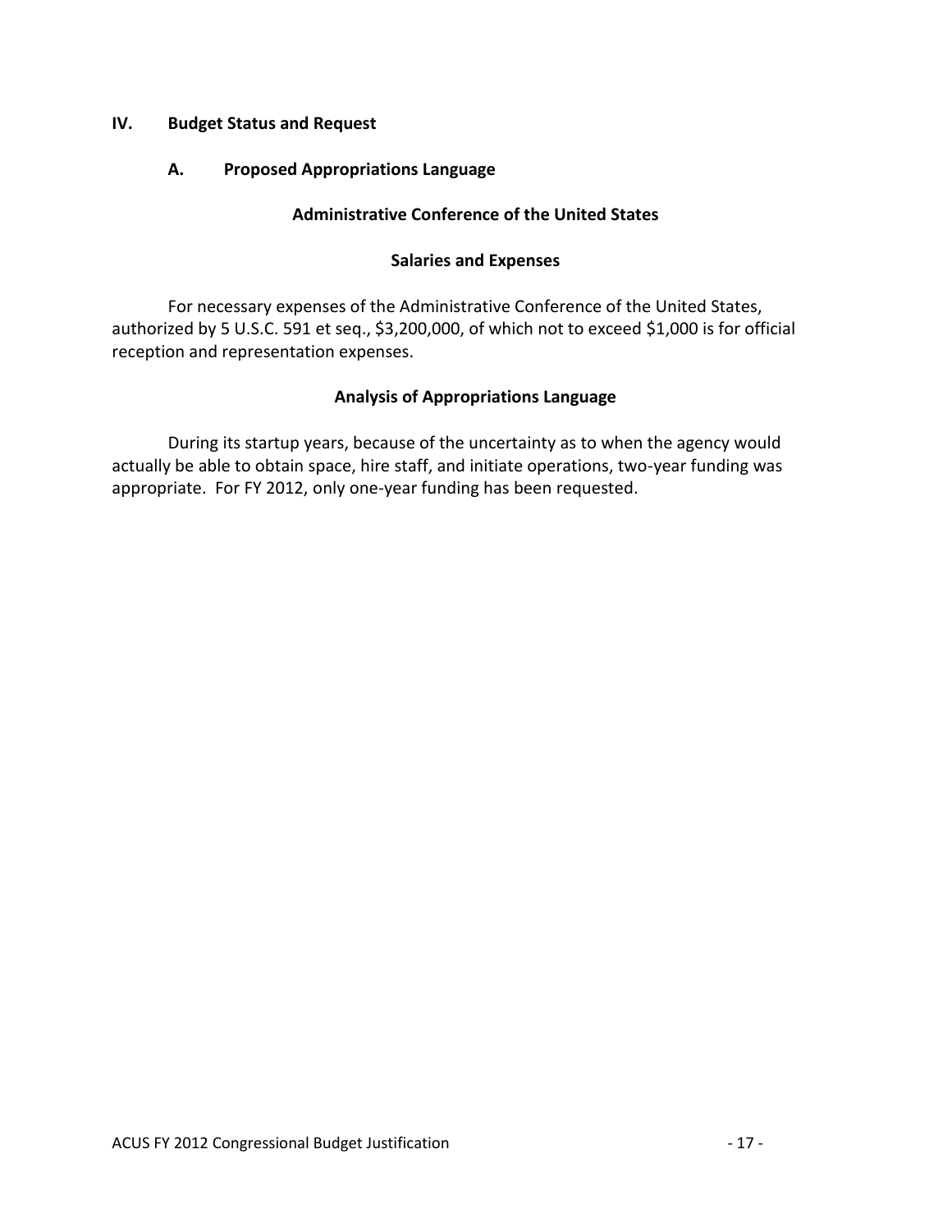## IV. Budget Status and Request

### A. Proposed Appropriations Language

**Administrative Conference of the United States**

**Salaries and Expenses**

For necessary expenses of the Administrative Conference of the United States, authorized by 5 U.S.C. 591 et seq., $3,200,000, of which not to exceed $1,000 is for official reception and representation expenses.

**Analysis of Appropriations Language**

During its startup years, because of the uncertainty as to when the agency would actually be able to obtain space, hire staff, and initiate operations, two-year funding was appropriate. For FY 2012, only one-year funding has been requested.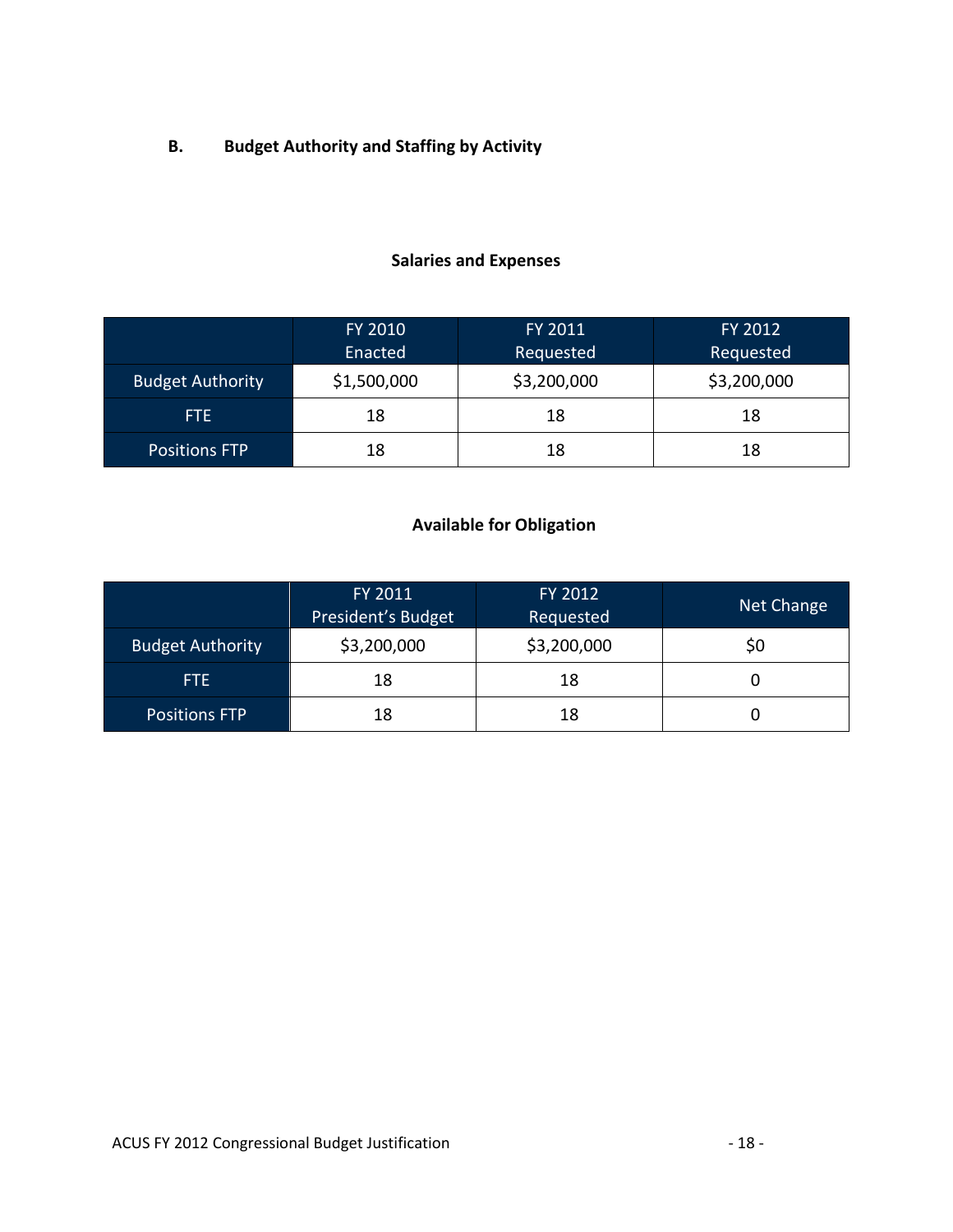## B. Budget Authority and Staffing by Activity

**Salaries and Expenses**

| | FY 2010 Enacted | FY 2011 Requested | FY 2012 Requested |
|---|---|---|---|
| Budget Authority | $1,500,000 | $3,200,000 | $3,200,000 |
| FTE | 18 | 18 | 18 |
| Positions FTP | 18 | 18 | 18 |

**Available for Obligation**

| | FY 2011 President's Budget | FY 2012 Requested | Net Change |
|---|---|---|---|
| Budget Authority | $3,200,000 | $3,200,000 | $0 |
| FTE | 18 | 18 | 0 |
| Positions FTP | 18 | 18 | 0 |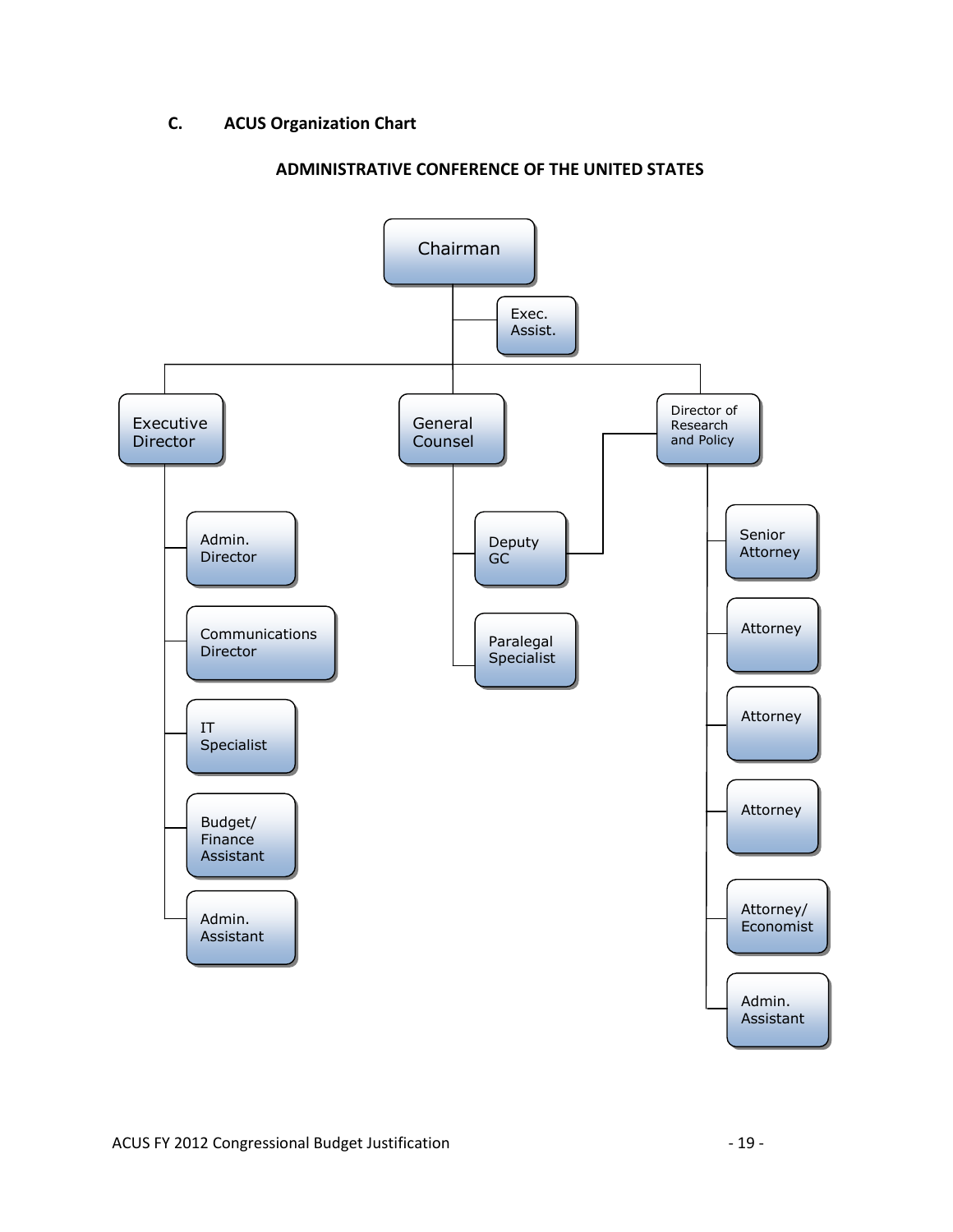### C. ACUS Organization Chart

**ADMINISTRATIVE CONFERENCE OF THE UNITED STATES**

- Chairman
  - Exec. Assist.
  - Executive Director
    - Admin. Director
    - Communications Director
    - IT Specialist
    - Budget/ Finance Assistant
    - Admin. Assistant
  - General Counsel
    - Deputy GC
    - Paralegal Specialist
  - Director of Research and Policy
    - Deputy GC
    - Senior Attorney
    - Attorney
    - Attorney
    - Attorney
    - Attorney/ Economist
    - Admin. Assistant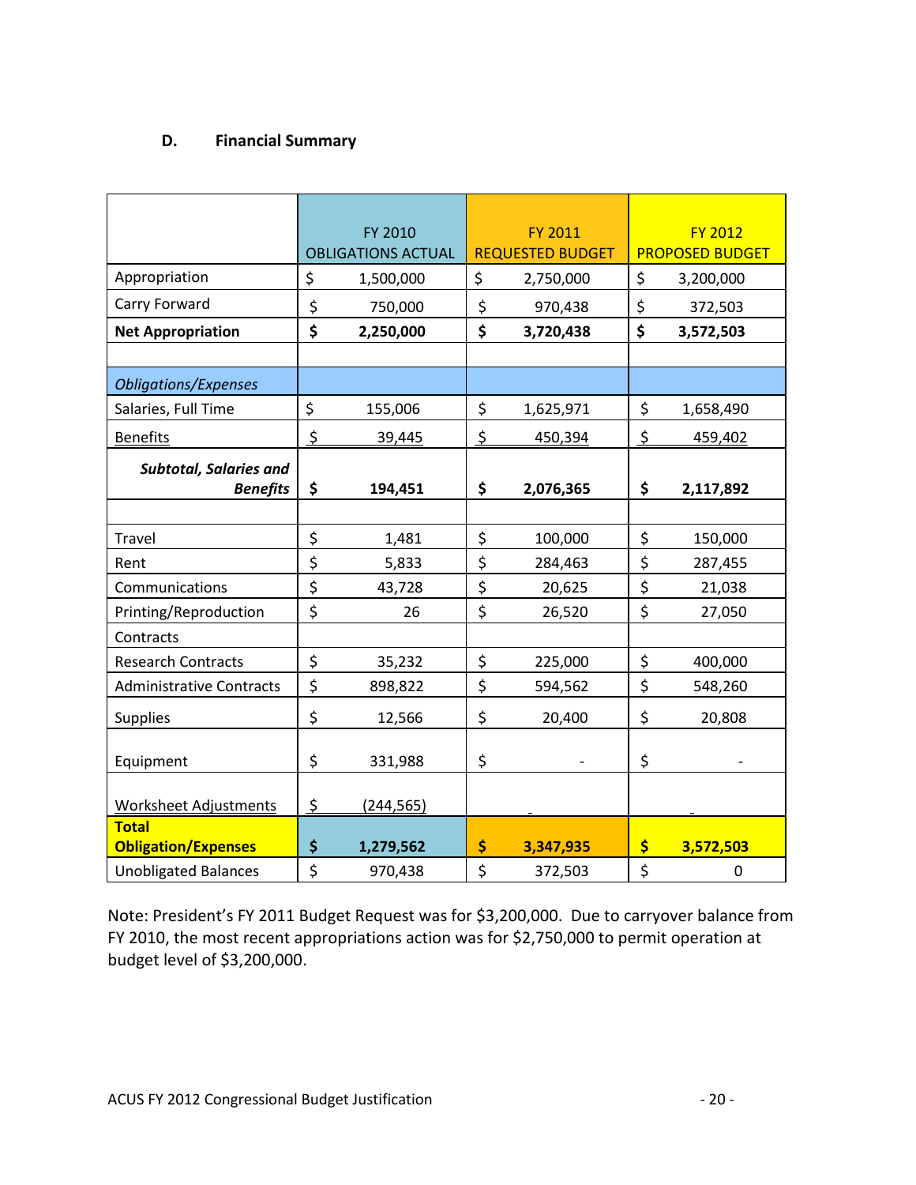### D. Financial Summary

| | FY 2010 OBLIGATIONS ACTUAL | FY 2011 REQUESTED BUDGET | FY 2012 PROPOSED BUDGET |
|---|---|---|---|
| Appropriation | $ 1,500,000 | $ 2,750,000 | $ 3,200,000 |
| Carry Forward | $ 750,000 | $ 970,438 | $ 372,503 |
| **Net Appropriation** | **$ 2,250,000** | **$ 3,720,438** | **$ 3,572,503** |
| | | | |
| *Obligations/Expenses* | | | |
| Salaries, Full Time | $ 155,006 | $ 1,625,971 | $ 1,658,490 |
| Benefits | $ 39,445 | $ 450,394 | $ 459,402 |
| ***Subtotal, Salaries and Benefits*** | **$ 194,451** | **$ 2,076,365** | **$ 2,117,892** |
| | | | |
| Travel | $ 1,481 | $ 100,000 | $ 150,000 |
| Rent | $ 5,833 | $ 284,463 | $ 287,455 |
| Communications | $ 43,728 | $ 20,625 | $ 21,038 |
| Printing/Reproduction | $ 26 | $ 26,520 | $ 27,050 |
| Contracts | | | |
| Research Contracts | $ 35,232 | $ 225,000 | $ 400,000 |
| Administrative Contracts | $ 898,822 | $ 594,562 | $ 548,260 |
| Supplies | $ 12,566 | $ 20,400 | $ 20,808 |
| Equipment | $ 331,988 | $ - | $ - |
| Worksheet Adjustments | $ (244,565) | - | - |
| **Total Obligation/Expenses** | **$ 1,279,562** | **$ 3,347,935** | **$ 3,572,503** |
| Unobligated Balances | $ 970,438 | $ 372,503 | $ 0 |

Note: President's FY 2011 Budget Request was for $3,200,000. Due to carryover balance from FY 2010, the most recent appropriations action was for $2,750,000 to permit operation at budget level of $3,200,000.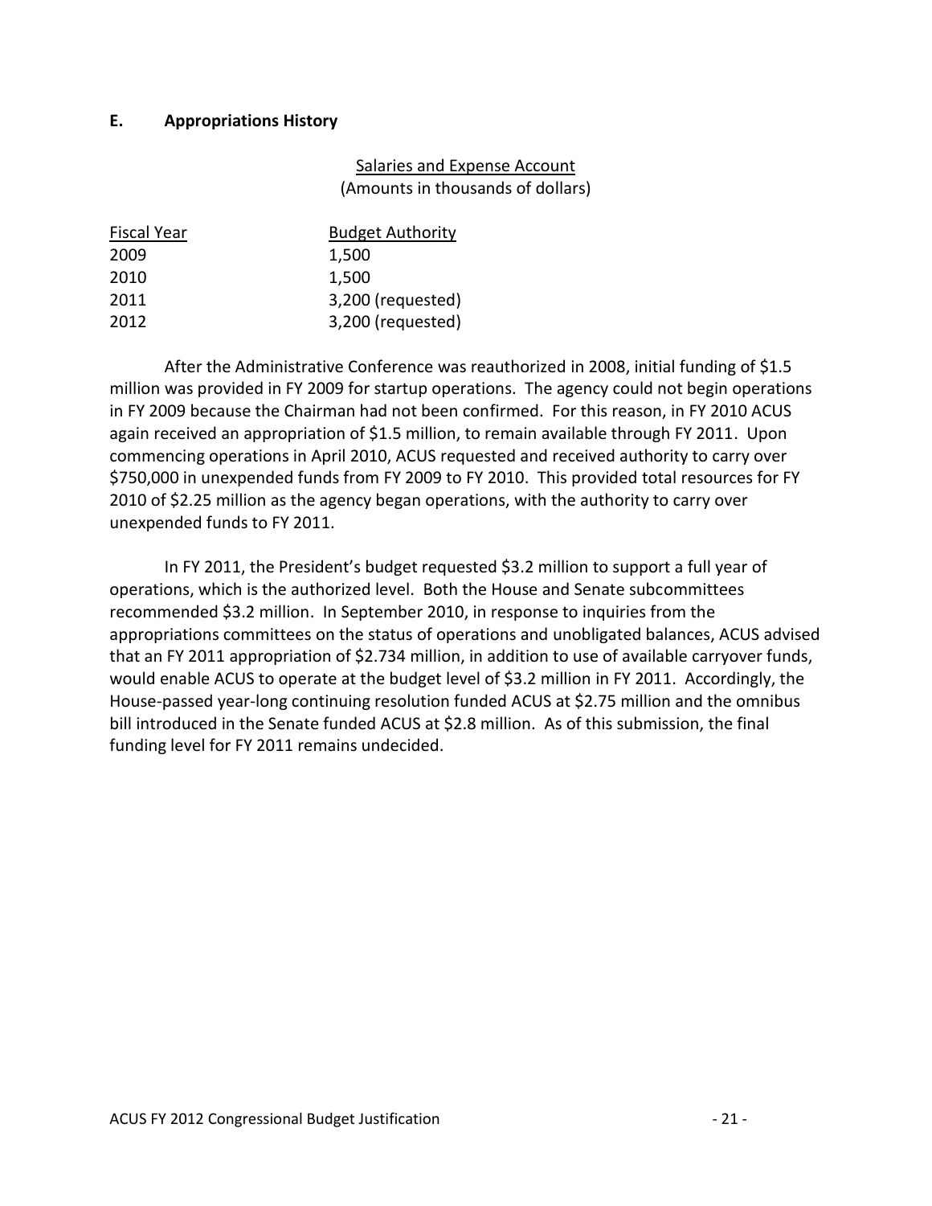## E. Appropriations History

Salaries and Expense Account
(Amounts in thousands of dollars)

| Fiscal Year | Budget Authority |
|---|---|
| 2009 | 1,500 |
| 2010 | 1,500 |
| 2011 | 3,200 (requested) |
| 2012 | 3,200 (requested) |

After the Administrative Conference was reauthorized in 2008, initial funding of $1.5 million was provided in FY 2009 for startup operations. The agency could not begin operations in FY 2009 because the Chairman had not been confirmed. For this reason, in FY 2010 ACUS again received an appropriation of $1.5 million, to remain available through FY 2011. Upon commencing operations in April 2010, ACUS requested and received authority to carry over $750,000 in unexpended funds from FY 2009 to FY 2010. This provided total resources for FY 2010 of $2.25 million as the agency began operations, with the authority to carry over unexpended funds to FY 2011.

In FY 2011, the President's budget requested $3.2 million to support a full year of operations, which is the authorized level. Both the House and Senate subcommittees recommended $3.2 million. In September 2010, in response to inquiries from the appropriations committees on the status of operations and unobligated balances, ACUS advised that an FY 2011 appropriation of $2.734 million, in addition to use of available carryover funds, would enable ACUS to operate at the budget level of $3.2 million in FY 2011. Accordingly, the House-passed year-long continuing resolution funded ACUS at $2.75 million and the omnibus bill introduced in the Senate funded ACUS at $2.8 million. As of this submission, the final funding level for FY 2011 remains undecided.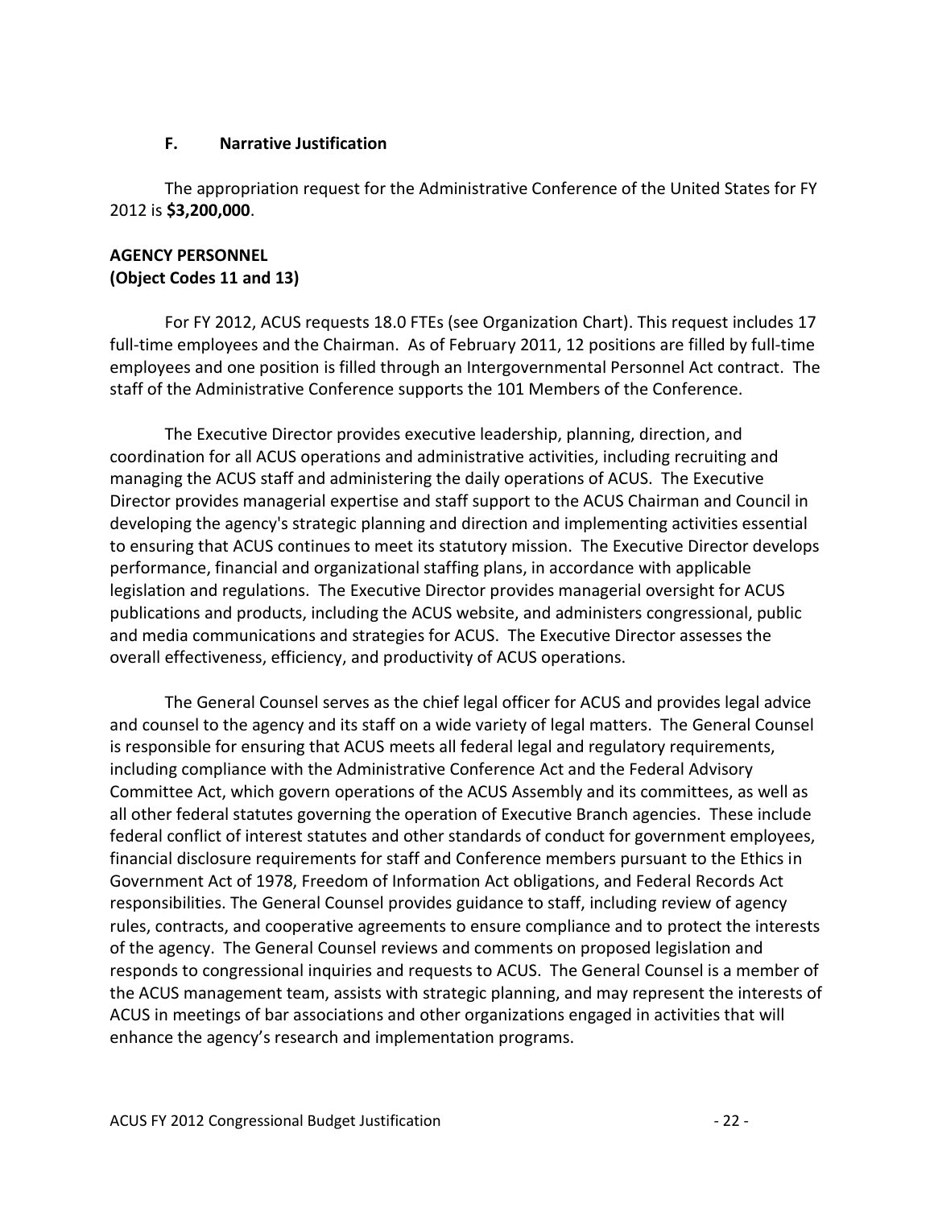### F. Narrative Justification

The appropriation request for the Administrative Conference of the United States for FY 2012 is **$3,200,000**.

**AGENCY PERSONNEL**
**(Object Codes 11 and 13)**

For FY 2012, ACUS requests 18.0 FTEs (see Organization Chart). This request includes 17 full-time employees and the Chairman. As of February 2011, 12 positions are filled by full-time employees and one position is filled through an Intergovernmental Personnel Act contract. The staff of the Administrative Conference supports the 101 Members of the Conference.

The Executive Director provides executive leadership, planning, direction, and coordination for all ACUS operations and administrative activities, including recruiting and managing the ACUS staff and administering the daily operations of ACUS. The Executive Director provides managerial expertise and staff support to the ACUS Chairman and Council in developing the agency's strategic planning and direction and implementing activities essential to ensuring that ACUS continues to meet its statutory mission. The Executive Director develops performance, financial and organizational staffing plans, in accordance with applicable legislation and regulations. The Executive Director provides managerial oversight for ACUS publications and products, including the ACUS website, and administers congressional, public and media communications and strategies for ACUS. The Executive Director assesses the overall effectiveness, efficiency, and productivity of ACUS operations.

The General Counsel serves as the chief legal officer for ACUS and provides legal advice and counsel to the agency and its staff on a wide variety of legal matters. The General Counsel is responsible for ensuring that ACUS meets all federal legal and regulatory requirements, including compliance with the Administrative Conference Act and the Federal Advisory Committee Act, which govern operations of the ACUS Assembly and its committees, as well as all other federal statutes governing the operation of Executive Branch agencies. These include federal conflict of interest statutes and other standards of conduct for government employees, financial disclosure requirements for staff and Conference members pursuant to the Ethics in Government Act of 1978, Freedom of Information Act obligations, and Federal Records Act responsibilities. The General Counsel provides guidance to staff, including review of agency rules, contracts, and cooperative agreements to ensure compliance and to protect the interests of the agency. The General Counsel reviews and comments on proposed legislation and responds to congressional inquiries and requests to ACUS. The General Counsel is a member of the ACUS management team, assists with strategic planning, and may represent the interests of ACUS in meetings of bar associations and other organizations engaged in activities that will enhance the agency's research and implementation programs.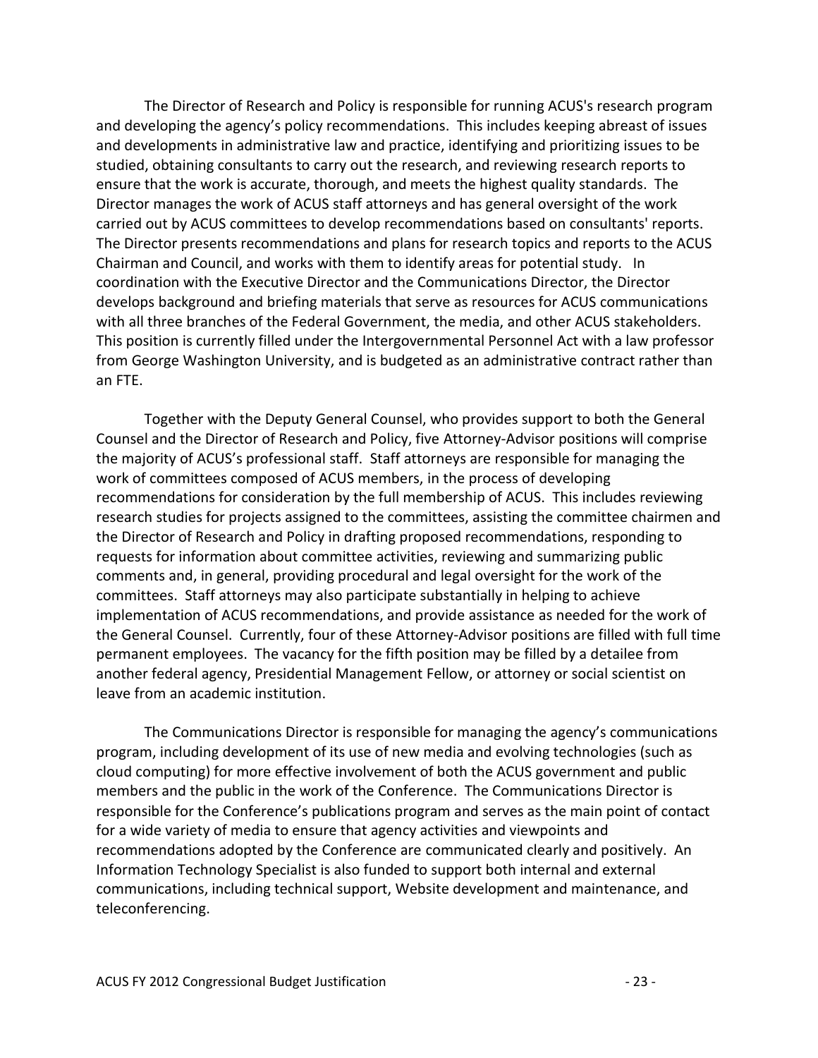The Director of Research and Policy is responsible for running ACUS's research program and developing the agency's policy recommendations. This includes keeping abreast of issues and developments in administrative law and practice, identifying and prioritizing issues to be studied, obtaining consultants to carry out the research, and reviewing research reports to ensure that the work is accurate, thorough, and meets the highest quality standards. The Director manages the work of ACUS staff attorneys and has general oversight of the work carried out by ACUS committees to develop recommendations based on consultants' reports. The Director presents recommendations and plans for research topics and reports to the ACUS Chairman and Council, and works with them to identify areas for potential study. In coordination with the Executive Director and the Communications Director, the Director develops background and briefing materials that serve as resources for ACUS communications with all three branches of the Federal Government, the media, and other ACUS stakeholders. This position is currently filled under the Intergovernmental Personnel Act with a law professor from George Washington University, and is budgeted as an administrative contract rather than an FTE.

Together with the Deputy General Counsel, who provides support to both the General Counsel and the Director of Research and Policy, five Attorney-Advisor positions will comprise the majority of ACUS's professional staff. Staff attorneys are responsible for managing the work of committees composed of ACUS members, in the process of developing recommendations for consideration by the full membership of ACUS. This includes reviewing research studies for projects assigned to the committees, assisting the committee chairmen and the Director of Research and Policy in drafting proposed recommendations, responding to requests for information about committee activities, reviewing and summarizing public comments and, in general, providing procedural and legal oversight for the work of the committees. Staff attorneys may also participate substantially in helping to achieve implementation of ACUS recommendations, and provide assistance as needed for the work of the General Counsel. Currently, four of these Attorney-Advisor positions are filled with full time permanent employees. The vacancy for the fifth position may be filled by a detailee from another federal agency, Presidential Management Fellow, or attorney or social scientist on leave from an academic institution.

The Communications Director is responsible for managing the agency's communications program, including development of its use of new media and evolving technologies (such as cloud computing) for more effective involvement of both the ACUS government and public members and the public in the work of the Conference. The Communications Director is responsible for the Conference's publications program and serves as the main point of contact for a wide variety of media to ensure that agency activities and viewpoints and recommendations adopted by the Conference are communicated clearly and positively. An Information Technology Specialist is also funded to support both internal and external communications, including technical support, Website development and maintenance, and teleconferencing.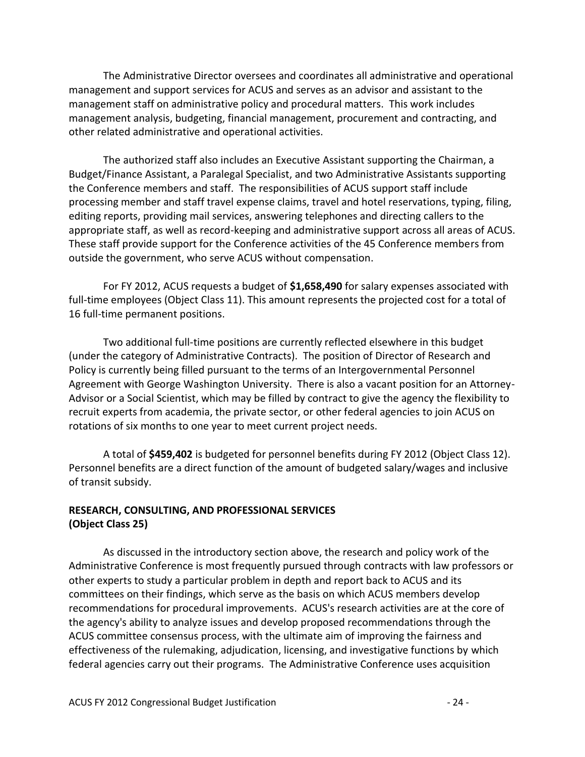The Administrative Director oversees and coordinates all administrative and operational management and support services for ACUS and serves as an advisor and assistant to the management staff on administrative policy and procedural matters. This work includes management analysis, budgeting, financial management, procurement and contracting, and other related administrative and operational activities.

The authorized staff also includes an Executive Assistant supporting the Chairman, a Budget/Finance Assistant, a Paralegal Specialist, and two Administrative Assistants supporting the Conference members and staff. The responsibilities of ACUS support staff include processing member and staff travel expense claims, travel and hotel reservations, typing, filing, editing reports, providing mail services, answering telephones and directing callers to the appropriate staff, as well as record-keeping and administrative support across all areas of ACUS. These staff provide support for the Conference activities of the 45 Conference members from outside the government, who serve ACUS without compensation.

For FY 2012, ACUS requests a budget of **$1,658,490** for salary expenses associated with full-time employees (Object Class 11). This amount represents the projected cost for a total of 16 full-time permanent positions.

Two additional full-time positions are currently reflected elsewhere in this budget (under the category of Administrative Contracts). The position of Director of Research and Policy is currently being filled pursuant to the terms of an Intergovernmental Personnel Agreement with George Washington University. There is also a vacant position for an Attorney-Advisor or a Social Scientist, which may be filled by contract to give the agency the flexibility to recruit experts from academia, the private sector, or other federal agencies to join ACUS on rotations of six months to one year to meet current project needs.

A total of **$459,402** is budgeted for personnel benefits during FY 2012 (Object Class 12). Personnel benefits are a direct function of the amount of budgeted salary/wages and inclusive of transit subsidy.

**RESEARCH, CONSULTING, AND PROFESSIONAL SERVICES**
**(Object Class 25)**

As discussed in the introductory section above, the research and policy work of the Administrative Conference is most frequently pursued through contracts with law professors or other experts to study a particular problem in depth and report back to ACUS and its committees on their findings, which serve as the basis on which ACUS members develop recommendations for procedural improvements. ACUS's research activities are at the core of the agency's ability to analyze issues and develop proposed recommendations through the ACUS committee consensus process, with the ultimate aim of improving the fairness and effectiveness of the rulemaking, adjudication, licensing, and investigative functions by which federal agencies carry out their programs. The Administrative Conference uses acquisition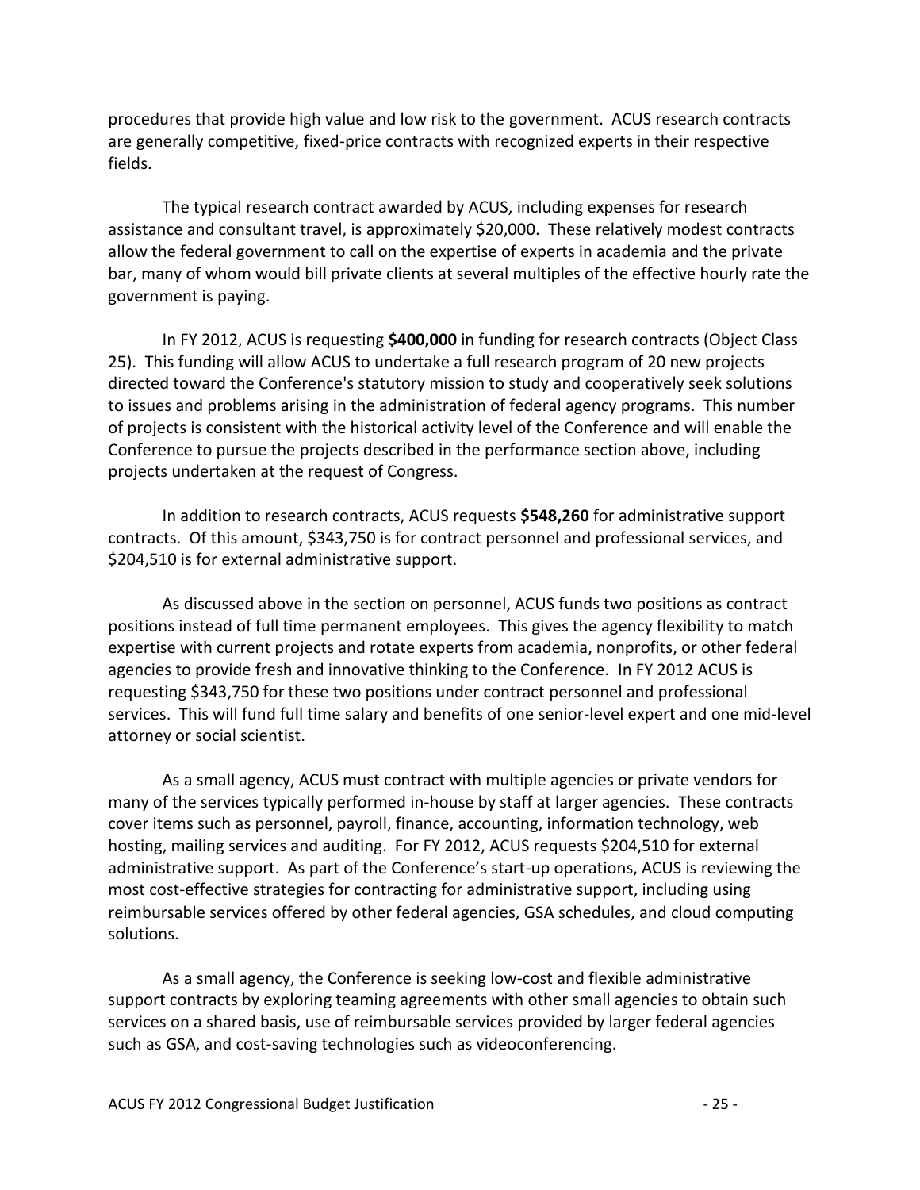procedures that provide high value and low risk to the government. ACUS research contracts are generally competitive, fixed-price contracts with recognized experts in their respective fields.

The typical research contract awarded by ACUS, including expenses for research assistance and consultant travel, is approximately $20,000. These relatively modest contracts allow the federal government to call on the expertise of experts in academia and the private bar, many of whom would bill private clients at several multiples of the effective hourly rate the government is paying.

In FY 2012, ACUS is requesting **$400,000** in funding for research contracts (Object Class 25). This funding will allow ACUS to undertake a full research program of 20 new projects directed toward the Conference's statutory mission to study and cooperatively seek solutions to issues and problems arising in the administration of federal agency programs. This number of projects is consistent with the historical activity level of the Conference and will enable the Conference to pursue the projects described in the performance section above, including projects undertaken at the request of Congress.

In addition to research contracts, ACUS requests **$548,260** for administrative support contracts. Of this amount, $343,750 is for contract personnel and professional services, and $204,510 is for external administrative support.

As discussed above in the section on personnel, ACUS funds two positions as contract positions instead of full time permanent employees. This gives the agency flexibility to match expertise with current projects and rotate experts from academia, nonprofits, or other federal agencies to provide fresh and innovative thinking to the Conference. In FY 2012 ACUS is requesting $343,750 for these two positions under contract personnel and professional services. This will fund full time salary and benefits of one senior-level expert and one mid-level attorney or social scientist.

As a small agency, ACUS must contract with multiple agencies or private vendors for many of the services typically performed in-house by staff at larger agencies. These contracts cover items such as personnel, payroll, finance, accounting, information technology, web hosting, mailing services and auditing. For FY 2012, ACUS requests $204,510 for external administrative support. As part of the Conference's start-up operations, ACUS is reviewing the most cost-effective strategies for contracting for administrative support, including using reimbursable services offered by other federal agencies, GSA schedules, and cloud computing solutions.

As a small agency, the Conference is seeking low-cost and flexible administrative support contracts by exploring teaming agreements with other small agencies to obtain such services on a shared basis, use of reimbursable services provided by larger federal agencies such as GSA, and cost-saving technologies such as videoconferencing.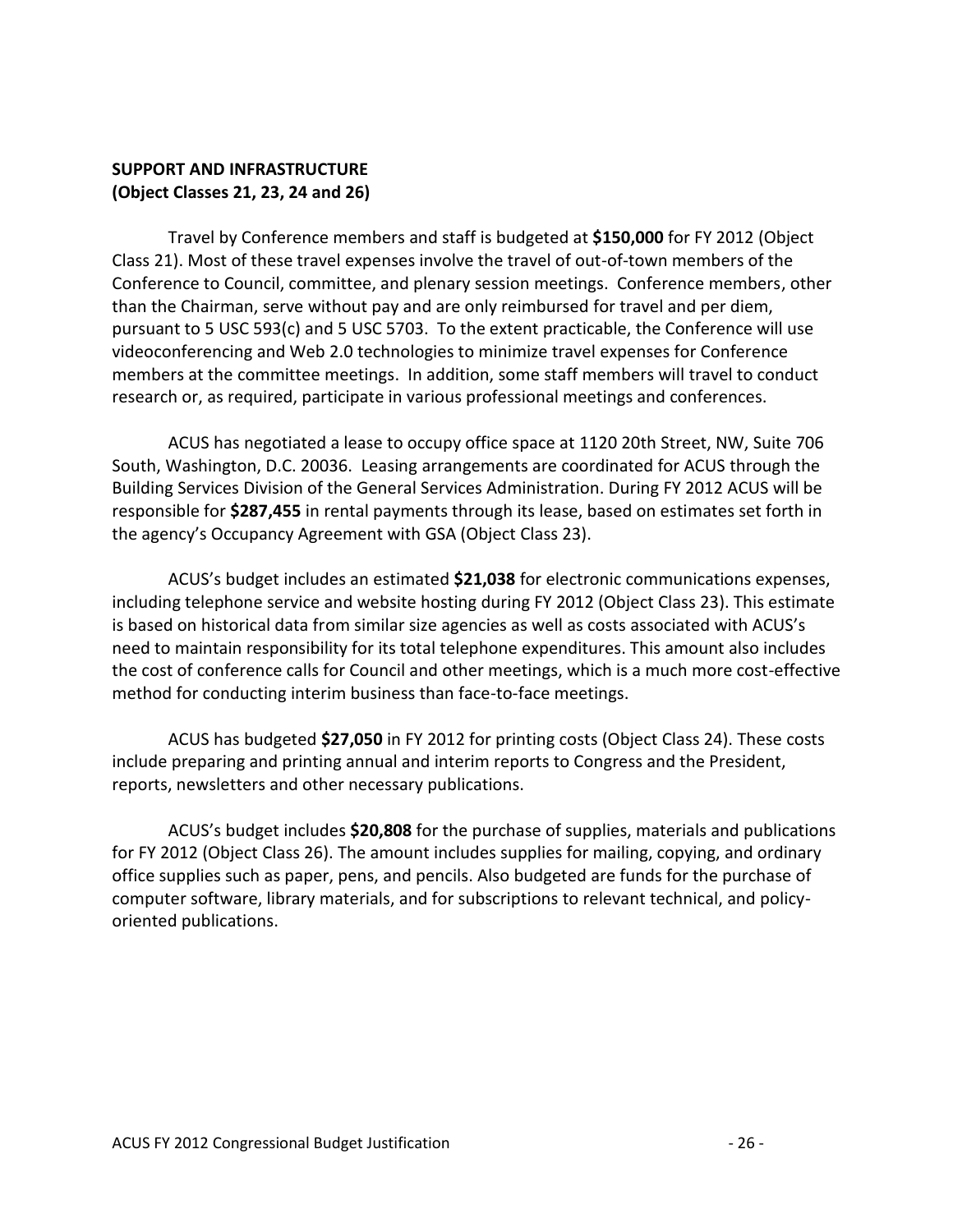**SUPPORT AND INFRASTRUCTURE**
**(Object Classes 21, 23, 24 and 26)**

Travel by Conference members and staff is budgeted at **$150,000** for FY 2012 (Object Class 21). Most of these travel expenses involve the travel of out-of-town members of the Conference to Council, committee, and plenary session meetings. Conference members, other than the Chairman, serve without pay and are only reimbursed for travel and per diem, pursuant to 5 USC 593(c) and 5 USC 5703. To the extent practicable, the Conference will use videoconferencing and Web 2.0 technologies to minimize travel expenses for Conference members at the committee meetings. In addition, some staff members will travel to conduct research or, as required, participate in various professional meetings and conferences.

ACUS has negotiated a lease to occupy office space at 1120 20th Street, NW, Suite 706 South, Washington, D.C. 20036. Leasing arrangements are coordinated for ACUS through the Building Services Division of the General Services Administration. During FY 2012 ACUS will be responsible for **$287,455** in rental payments through its lease, based on estimates set forth in the agency's Occupancy Agreement with GSA (Object Class 23).

ACUS's budget includes an estimated **$21,038** for electronic communications expenses, including telephone service and website hosting during FY 2012 (Object Class 23). This estimate is based on historical data from similar size agencies as well as costs associated with ACUS's need to maintain responsibility for its total telephone expenditures. This amount also includes the cost of conference calls for Council and other meetings, which is a much more cost-effective method for conducting interim business than face-to-face meetings.

ACUS has budgeted **$27,050** in FY 2012 for printing costs (Object Class 24). These costs include preparing and printing annual and interim reports to Congress and the President, reports, newsletters and other necessary publications.

ACUS's budget includes **$20,808** for the purchase of supplies, materials and publications for FY 2012 (Object Class 26). The amount includes supplies for mailing, copying, and ordinary office supplies such as paper, pens, and pencils. Also budgeted are funds for the purchase of computer software, library materials, and for subscriptions to relevant technical, and policy-oriented publications.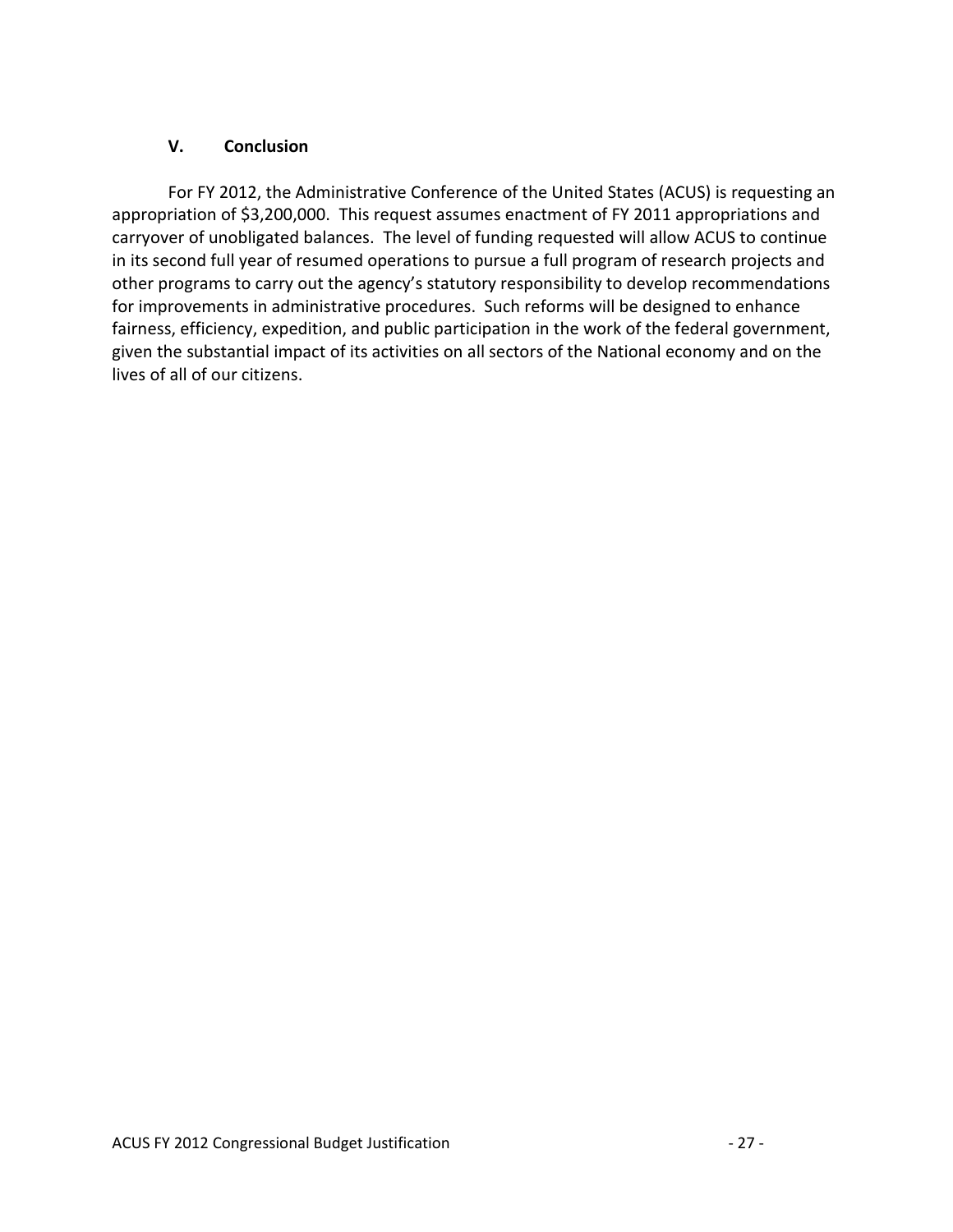## V. Conclusion

For FY 2012, the Administrative Conference of the United States (ACUS) is requesting an appropriation of $3,200,000. This request assumes enactment of FY 2011 appropriations and carryover of unobligated balances. The level of funding requested will allow ACUS to continue in its second full year of resumed operations to pursue a full program of research projects and other programs to carry out the agency's statutory responsibility to develop recommendations for improvements in administrative procedures. Such reforms will be designed to enhance fairness, efficiency, expedition, and public participation in the work of the federal government, given the substantial impact of its activities on all sectors of the National economy and on the lives of all of our citizens.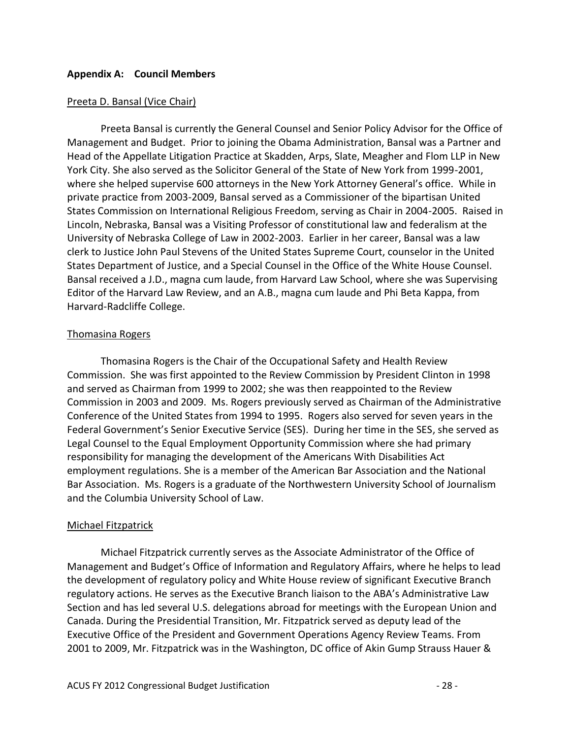**Appendix A: Council Members**

Preeta D. Bansal (Vice Chair)

Preeta Bansal is currently the General Counsel and Senior Policy Advisor for the Office of Management and Budget. Prior to joining the Obama Administration, Bansal was a Partner and Head of the Appellate Litigation Practice at Skadden, Arps, Slate, Meagher and Flom LLP in New York City. She also served as the Solicitor General of the State of New York from 1999-2001, where she helped supervise 600 attorneys in the New York Attorney General's office. While in private practice from 2003-2009, Bansal served as a Commissioner of the bipartisan United States Commission on International Religious Freedom, serving as Chair in 2004-2005. Raised in Lincoln, Nebraska, Bansal was a Visiting Professor of constitutional law and federalism at the University of Nebraska College of Law in 2002-2003. Earlier in her career, Bansal was a law clerk to Justice John Paul Stevens of the United States Supreme Court, counselor in the United States Department of Justice, and a Special Counsel in the Office of the White House Counsel. Bansal received a J.D., magna cum laude, from Harvard Law School, where she was Supervising Editor of the Harvard Law Review, and an A.B., magna cum laude and Phi Beta Kappa, from Harvard-Radcliffe College.

Thomasina Rogers

Thomasina Rogers is the Chair of the Occupational Safety and Health Review Commission. She was first appointed to the Review Commission by President Clinton in 1998 and served as Chairman from 1999 to 2002; she was then reappointed to the Review Commission in 2003 and 2009. Ms. Rogers previously served as Chairman of the Administrative Conference of the United States from 1994 to 1995. Rogers also served for seven years in the Federal Government's Senior Executive Service (SES). During her time in the SES, she served as Legal Counsel to the Equal Employment Opportunity Commission where she had primary responsibility for managing the development of the Americans With Disabilities Act employment regulations. She is a member of the American Bar Association and the National Bar Association. Ms. Rogers is a graduate of the Northwestern University School of Journalism and the Columbia University School of Law.

Michael Fitzpatrick

Michael Fitzpatrick currently serves as the Associate Administrator of the Office of Management and Budget's Office of Information and Regulatory Affairs, where he helps to lead the development of regulatory policy and White House review of significant Executive Branch regulatory actions. He serves as the Executive Branch liaison to the ABA's Administrative Law Section and has led several U.S. delegations abroad for meetings with the European Union and Canada. During the Presidential Transition, Mr. Fitzpatrick served as deputy lead of the Executive Office of the President and Government Operations Agency Review Teams. From 2001 to 2009, Mr. Fitzpatrick was in the Washington, DC office of Akin Gump Strauss Hauer &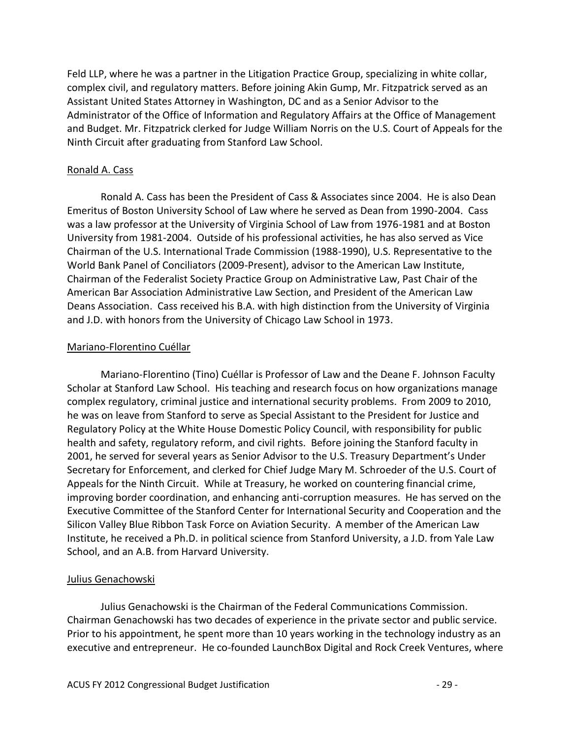Feld LLP, where he was a partner in the Litigation Practice Group, specializing in white collar, complex civil, and regulatory matters. Before joining Akin Gump, Mr. Fitzpatrick served as an Assistant United States Attorney in Washington, DC and as a Senior Advisor to the Administrator of the Office of Information and Regulatory Affairs at the Office of Management and Budget. Mr. Fitzpatrick clerked for Judge William Norris on the U.S. Court of Appeals for the Ninth Circuit after graduating from Stanford Law School.

Ronald A. Cass

Ronald A. Cass has been the President of Cass & Associates since 2004. He is also Dean Emeritus of Boston University School of Law where he served as Dean from 1990-2004. Cass was a law professor at the University of Virginia School of Law from 1976-1981 and at Boston University from 1981-2004. Outside of his professional activities, he has also served as Vice Chairman of the U.S. International Trade Commission (1988-1990), U.S. Representative to the World Bank Panel of Conciliators (2009-Present), advisor to the American Law Institute, Chairman of the Federalist Society Practice Group on Administrative Law, Past Chair of the American Bar Association Administrative Law Section, and President of the American Law Deans Association. Cass received his B.A. with high distinction from the University of Virginia and J.D. with honors from the University of Chicago Law School in 1973.

Mariano-Florentino Cuéllar

Mariano-Florentino (Tino) Cuéllar is Professor of Law and the Deane F. Johnson Faculty Scholar at Stanford Law School. His teaching and research focus on how organizations manage complex regulatory, criminal justice and international security problems. From 2009 to 2010, he was on leave from Stanford to serve as Special Assistant to the President for Justice and Regulatory Policy at the White House Domestic Policy Council, with responsibility for public health and safety, regulatory reform, and civil rights. Before joining the Stanford faculty in 2001, he served for several years as Senior Advisor to the U.S. Treasury Department's Under Secretary for Enforcement, and clerked for Chief Judge Mary M. Schroeder of the U.S. Court of Appeals for the Ninth Circuit. While at Treasury, he worked on countering financial crime, improving border coordination, and enhancing anti-corruption measures. He has served on the Executive Committee of the Stanford Center for International Security and Cooperation and the Silicon Valley Blue Ribbon Task Force on Aviation Security. A member of the American Law Institute, he received a Ph.D. in political science from Stanford University, a J.D. from Yale Law School, and an A.B. from Harvard University.

Julius Genachowski

Julius Genachowski is the Chairman of the Federal Communications Commission. Chairman Genachowski has two decades of experience in the private sector and public service. Prior to his appointment, he spent more than 10 years working in the technology industry as an executive and entrepreneur. He co-founded LaunchBox Digital and Rock Creek Ventures, where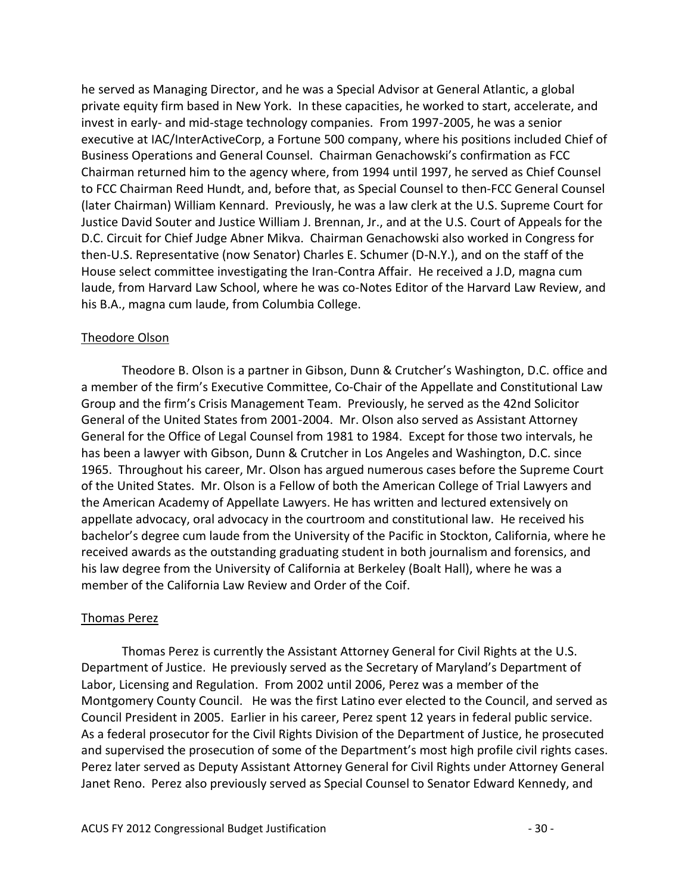he served as Managing Director, and he was a Special Advisor at General Atlantic, a global private equity firm based in New York. In these capacities, he worked to start, accelerate, and invest in early- and mid-stage technology companies. From 1997-2005, he was a senior executive at IAC/InterActiveCorp, a Fortune 500 company, where his positions included Chief of Business Operations and General Counsel. Chairman Genachowski's confirmation as FCC Chairman returned him to the agency where, from 1994 until 1997, he served as Chief Counsel to FCC Chairman Reed Hundt, and, before that, as Special Counsel to then-FCC General Counsel (later Chairman) William Kennard. Previously, he was a law clerk at the U.S. Supreme Court for Justice David Souter and Justice William J. Brennan, Jr., and at the U.S. Court of Appeals for the D.C. Circuit for Chief Judge Abner Mikva. Chairman Genachowski also worked in Congress for then-U.S. Representative (now Senator) Charles E. Schumer (D-N.Y.), and on the staff of the House select committee investigating the Iran-Contra Affair. He received a J.D, magna cum laude, from Harvard Law School, where he was co-Notes Editor of the Harvard Law Review, and his B.A., magna cum laude, from Columbia College.

Theodore Olson

Theodore B. Olson is a partner in Gibson, Dunn & Crutcher's Washington, D.C. office and a member of the firm's Executive Committee, Co-Chair of the Appellate and Constitutional Law Group and the firm's Crisis Management Team. Previously, he served as the 42nd Solicitor General of the United States from 2001-2004. Mr. Olson also served as Assistant Attorney General for the Office of Legal Counsel from 1981 to 1984. Except for those two intervals, he has been a lawyer with Gibson, Dunn & Crutcher in Los Angeles and Washington, D.C. since 1965. Throughout his career, Mr. Olson has argued numerous cases before the Supreme Court of the United States. Mr. Olson is a Fellow of both the American College of Trial Lawyers and the American Academy of Appellate Lawyers. He has written and lectured extensively on appellate advocacy, oral advocacy in the courtroom and constitutional law. He received his bachelor's degree cum laude from the University of the Pacific in Stockton, California, where he received awards as the outstanding graduating student in both journalism and forensics, and his law degree from the University of California at Berkeley (Boalt Hall), where he was a member of the California Law Review and Order of the Coif.

Thomas Perez

Thomas Perez is currently the Assistant Attorney General for Civil Rights at the U.S. Department of Justice. He previously served as the Secretary of Maryland's Department of Labor, Licensing and Regulation. From 2002 until 2006, Perez was a member of the Montgomery County Council. He was the first Latino ever elected to the Council, and served as Council President in 2005. Earlier in his career, Perez spent 12 years in federal public service. As a federal prosecutor for the Civil Rights Division of the Department of Justice, he prosecuted and supervised the prosecution of some of the Department's most high profile civil rights cases. Perez later served as Deputy Assistant Attorney General for Civil Rights under Attorney General Janet Reno. Perez also previously served as Special Counsel to Senator Edward Kennedy, and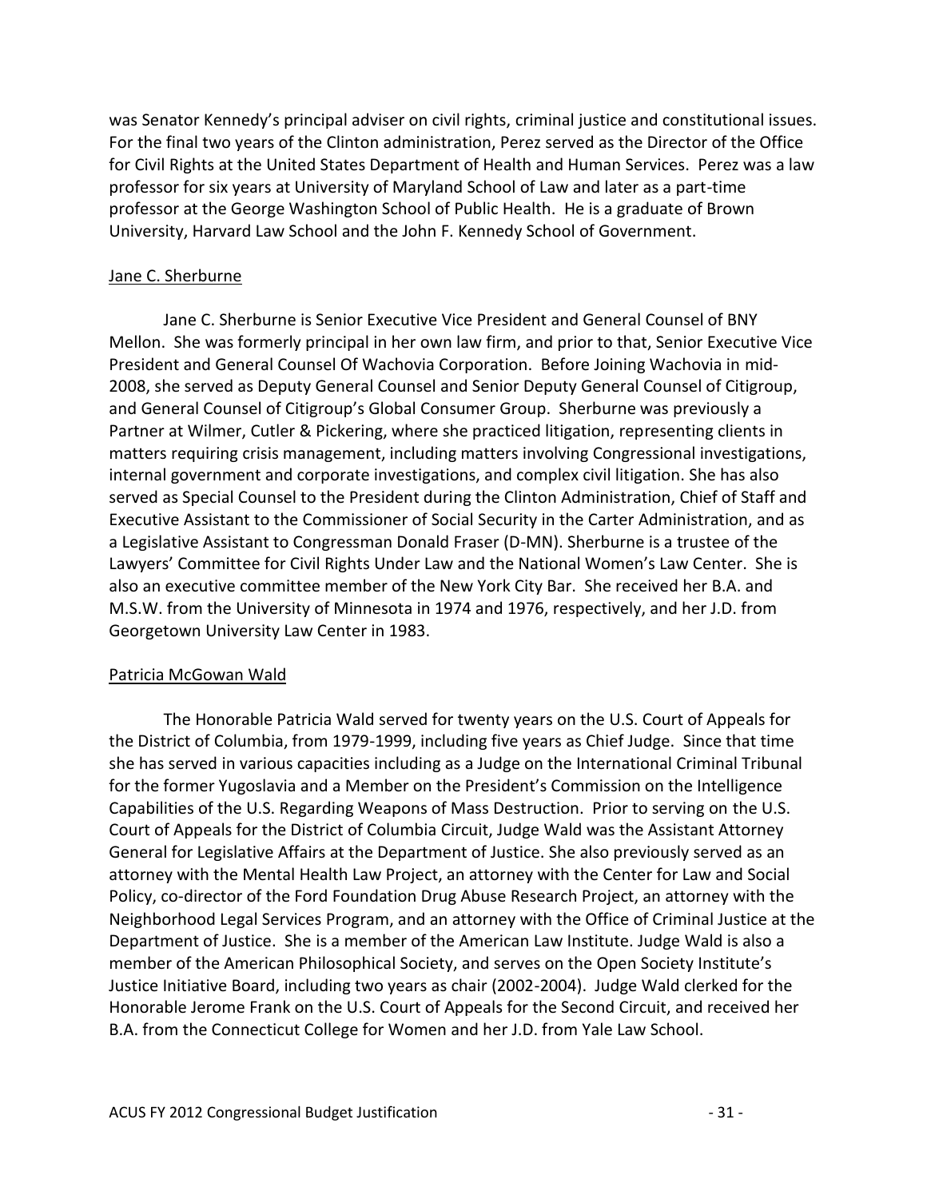was Senator Kennedy's principal adviser on civil rights, criminal justice and constitutional issues. For the final two years of the Clinton administration, Perez served as the Director of the Office for Civil Rights at the United States Department of Health and Human Services. Perez was a law professor for six years at University of Maryland School of Law and later as a part-time professor at the George Washington School of Public Health. He is a graduate of Brown University, Harvard Law School and the John F. Kennedy School of Government.

Jane C. Sherburne

Jane C. Sherburne is Senior Executive Vice President and General Counsel of BNY Mellon. She was formerly principal in her own law firm, and prior to that, Senior Executive Vice President and General Counsel Of Wachovia Corporation. Before Joining Wachovia in mid-2008, she served as Deputy General Counsel and Senior Deputy General Counsel of Citigroup, and General Counsel of Citigroup's Global Consumer Group. Sherburne was previously a Partner at Wilmer, Cutler & Pickering, where she practiced litigation, representing clients in matters requiring crisis management, including matters involving Congressional investigations, internal government and corporate investigations, and complex civil litigation. She has also served as Special Counsel to the President during the Clinton Administration, Chief of Staff and Executive Assistant to the Commissioner of Social Security in the Carter Administration, and as a Legislative Assistant to Congressman Donald Fraser (D-MN). Sherburne is a trustee of the Lawyers' Committee for Civil Rights Under Law and the National Women's Law Center. She is also an executive committee member of the New York City Bar. She received her B.A. and M.S.W. from the University of Minnesota in 1974 and 1976, respectively, and her J.D. from Georgetown University Law Center in 1983.

Patricia McGowan Wald

The Honorable Patricia Wald served for twenty years on the U.S. Court of Appeals for the District of Columbia, from 1979-1999, including five years as Chief Judge. Since that time she has served in various capacities including as a Judge on the International Criminal Tribunal for the former Yugoslavia and a Member on the President's Commission on the Intelligence Capabilities of the U.S. Regarding Weapons of Mass Destruction. Prior to serving on the U.S. Court of Appeals for the District of Columbia Circuit, Judge Wald was the Assistant Attorney General for Legislative Affairs at the Department of Justice. She also previously served as an attorney with the Mental Health Law Project, an attorney with the Center for Law and Social Policy, co-director of the Ford Foundation Drug Abuse Research Project, an attorney with the Neighborhood Legal Services Program, and an attorney with the Office of Criminal Justice at the Department of Justice. She is a member of the American Law Institute. Judge Wald is also a member of the American Philosophical Society, and serves on the Open Society Institute's Justice Initiative Board, including two years as chair (2002-2004). Judge Wald clerked for the Honorable Jerome Frank on the U.S. Court of Appeals for the Second Circuit, and received her B.A. from the Connecticut College for Women and her J.D. from Yale Law School.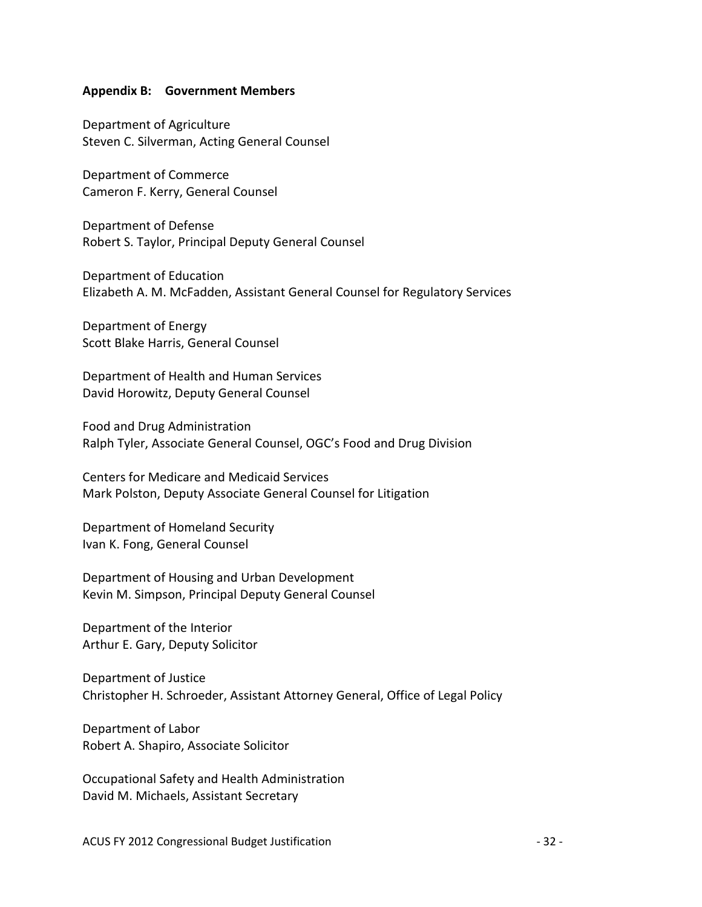**Appendix B: Government Members**

Department of Agriculture
Steven C. Silverman, Acting General Counsel

Department of Commerce
Cameron F. Kerry, General Counsel

Department of Defense
Robert S. Taylor, Principal Deputy General Counsel

Department of Education
Elizabeth A. M. McFadden, Assistant General Counsel for Regulatory Services

Department of Energy
Scott Blake Harris, General Counsel

Department of Health and Human Services
David Horowitz, Deputy General Counsel

Food and Drug Administration
Ralph Tyler, Associate General Counsel, OGC's Food and Drug Division

Centers for Medicare and Medicaid Services
Mark Polston, Deputy Associate General Counsel for Litigation

Department of Homeland Security
Ivan K. Fong, General Counsel

Department of Housing and Urban Development
Kevin M. Simpson, Principal Deputy General Counsel

Department of the Interior
Arthur E. Gary, Deputy Solicitor

Department of Justice
Christopher H. Schroeder, Assistant Attorney General, Office of Legal Policy

Department of Labor
Robert A. Shapiro, Associate Solicitor

Occupational Safety and Health Administration
David M. Michaels, Assistant Secretary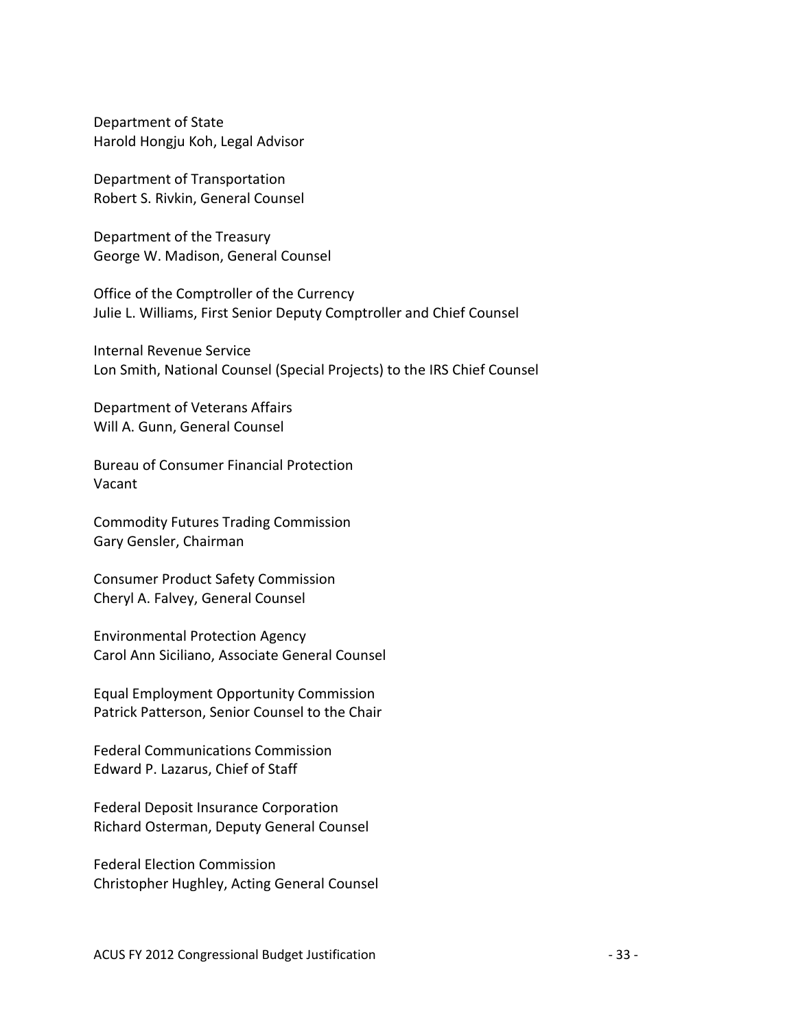Department of State
Harold Hongju Koh, Legal Advisor

Department of Transportation
Robert S. Rivkin, General Counsel

Department of the Treasury
George W. Madison, General Counsel

Office of the Comptroller of the Currency
Julie L. Williams, First Senior Deputy Comptroller and Chief Counsel

Internal Revenue Service
Lon Smith, National Counsel (Special Projects) to the IRS Chief Counsel

Department of Veterans Affairs
Will A. Gunn, General Counsel

Bureau of Consumer Financial Protection
Vacant

Commodity Futures Trading Commission
Gary Gensler, Chairman

Consumer Product Safety Commission
Cheryl A. Falvey, General Counsel

Environmental Protection Agency
Carol Ann Siciliano, Associate General Counsel

Equal Employment Opportunity Commission
Patrick Patterson, Senior Counsel to the Chair

Federal Communications Commission
Edward P. Lazarus, Chief of Staff

Federal Deposit Insurance Corporation
Richard Osterman, Deputy General Counsel

Federal Election Commission
Christopher Hughley, Acting General Counsel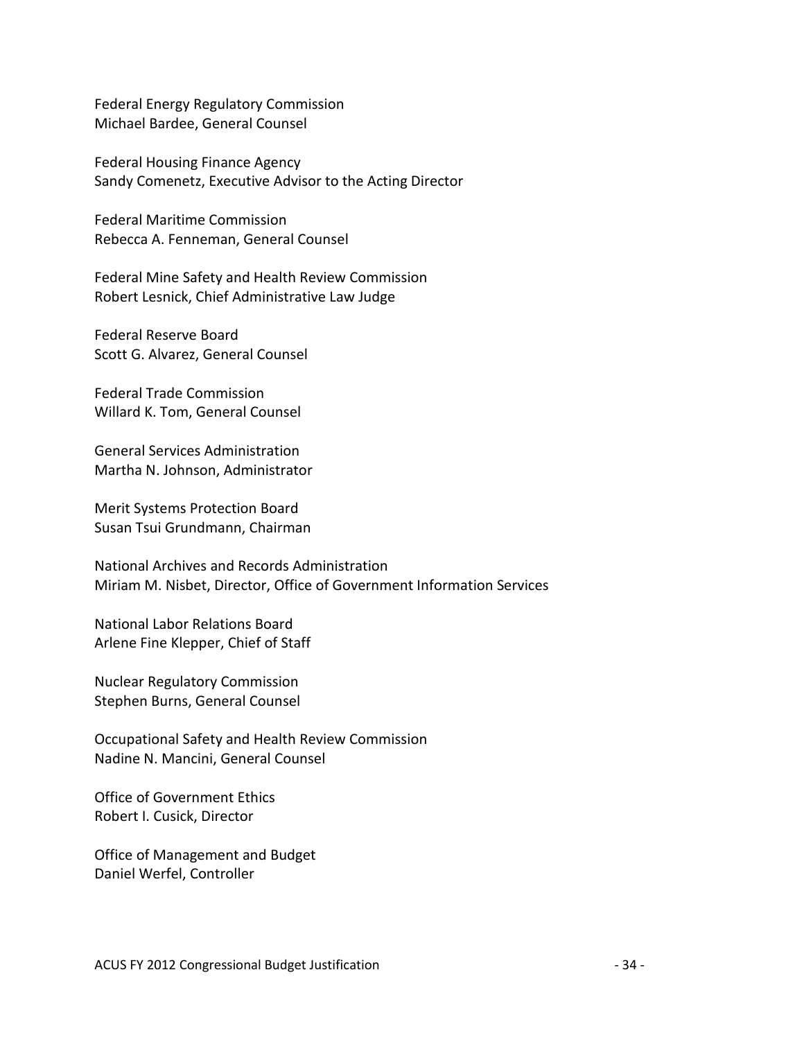Federal Energy Regulatory Commission
Michael Bardee, General Counsel

Federal Housing Finance Agency
Sandy Comenetz, Executive Advisor to the Acting Director

Federal Maritime Commission
Rebecca A. Fenneman, General Counsel

Federal Mine Safety and Health Review Commission
Robert Lesnick, Chief Administrative Law Judge

Federal Reserve Board
Scott G. Alvarez, General Counsel

Federal Trade Commission
Willard K. Tom, General Counsel

General Services Administration
Martha N. Johnson, Administrator

Merit Systems Protection Board
Susan Tsui Grundmann, Chairman

National Archives and Records Administration
Miriam M. Nisbet, Director, Office of Government Information Services

National Labor Relations Board
Arlene Fine Klepper, Chief of Staff

Nuclear Regulatory Commission
Stephen Burns, General Counsel

Occupational Safety and Health Review Commission
Nadine N. Mancini, General Counsel

Office of Government Ethics
Robert I. Cusick, Director

Office of Management and Budget
Daniel Werfel, Controller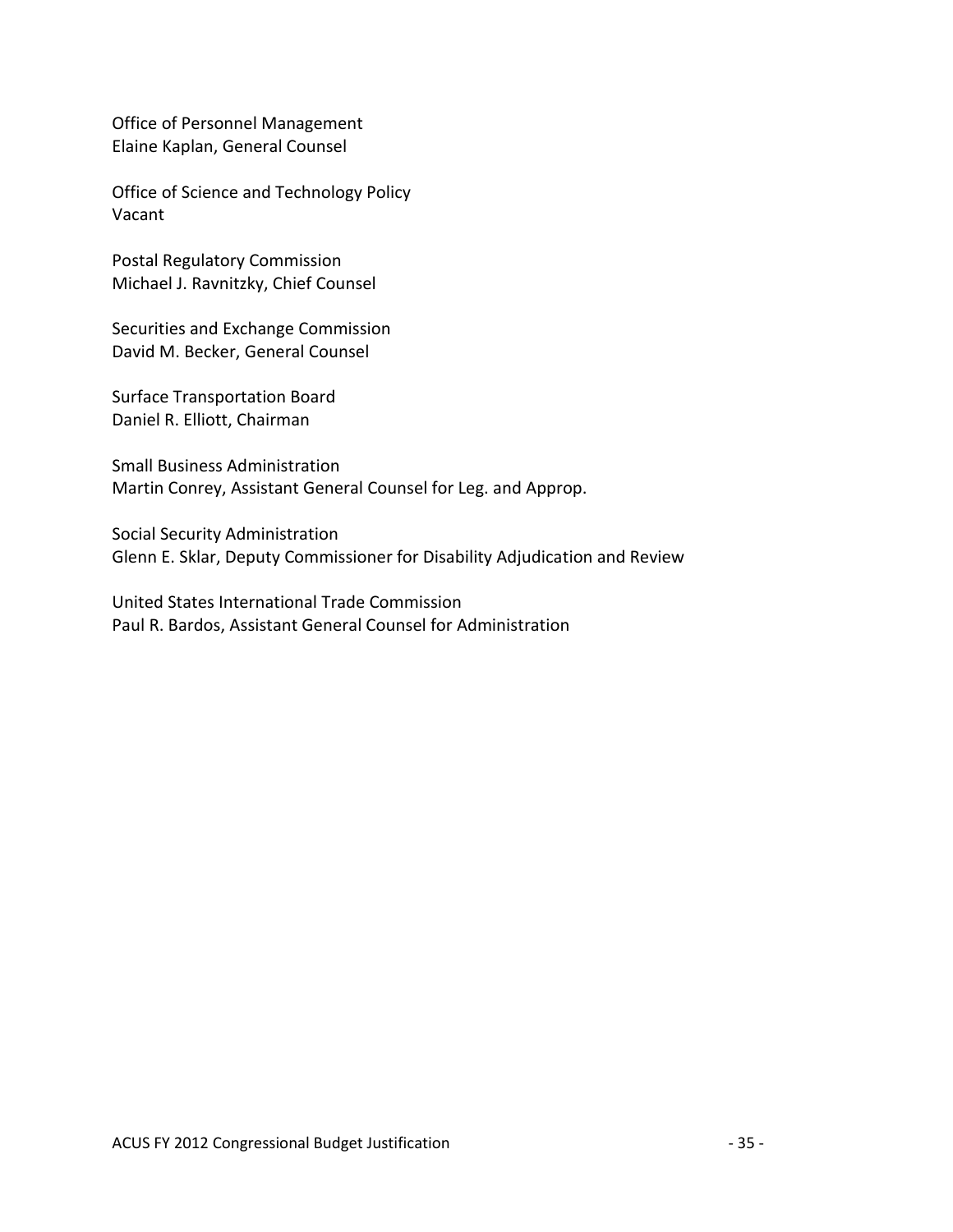Office of Personnel Management
Elaine Kaplan, General Counsel

Office of Science and Technology Policy
Vacant

Postal Regulatory Commission
Michael J. Ravnitzky, Chief Counsel

Securities and Exchange Commission
David M. Becker, General Counsel

Surface Transportation Board
Daniel R. Elliott, Chairman

Small Business Administration
Martin Conrey, Assistant General Counsel for Leg. and Approp.

Social Security Administration
Glenn E. Sklar, Deputy Commissioner for Disability Adjudication and Review

United States International Trade Commission
Paul R. Bardos, Assistant General Counsel for Administration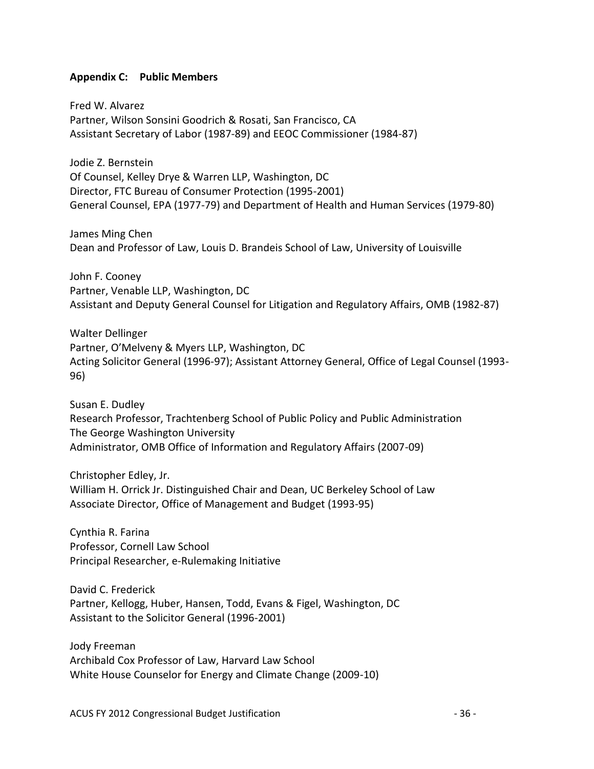**Appendix C: Public Members**

Fred W. Alvarez
Partner, Wilson Sonsini Goodrich & Rosati, San Francisco, CA
Assistant Secretary of Labor (1987-89) and EEOC Commissioner (1984-87)

Jodie Z. Bernstein
Of Counsel, Kelley Drye & Warren LLP, Washington, DC
Director, FTC Bureau of Consumer Protection (1995-2001)
General Counsel, EPA (1977-79) and Department of Health and Human Services (1979-80)

James Ming Chen
Dean and Professor of Law, Louis D. Brandeis School of Law, University of Louisville

John F. Cooney
Partner, Venable LLP, Washington, DC
Assistant and Deputy General Counsel for Litigation and Regulatory Affairs, OMB (1982-87)

Walter Dellinger
Partner, O'Melveny & Myers LLP, Washington, DC
Acting Solicitor General (1996-97); Assistant Attorney General, Office of Legal Counsel (1993-96)

Susan E. Dudley
Research Professor, Trachtenberg School of Public Policy and Public Administration
The George Washington University
Administrator, OMB Office of Information and Regulatory Affairs (2007-09)

Christopher Edley, Jr.
William H. Orrick Jr. Distinguished Chair and Dean, UC Berkeley School of Law
Associate Director, Office of Management and Budget (1993-95)

Cynthia R. Farina
Professor, Cornell Law School
Principal Researcher, e-Rulemaking Initiative

David C. Frederick
Partner, Kellogg, Huber, Hansen, Todd, Evans & Figel, Washington, DC
Assistant to the Solicitor General (1996-2001)

Jody Freeman
Archibald Cox Professor of Law, Harvard Law School
White House Counselor for Energy and Climate Change (2009-10)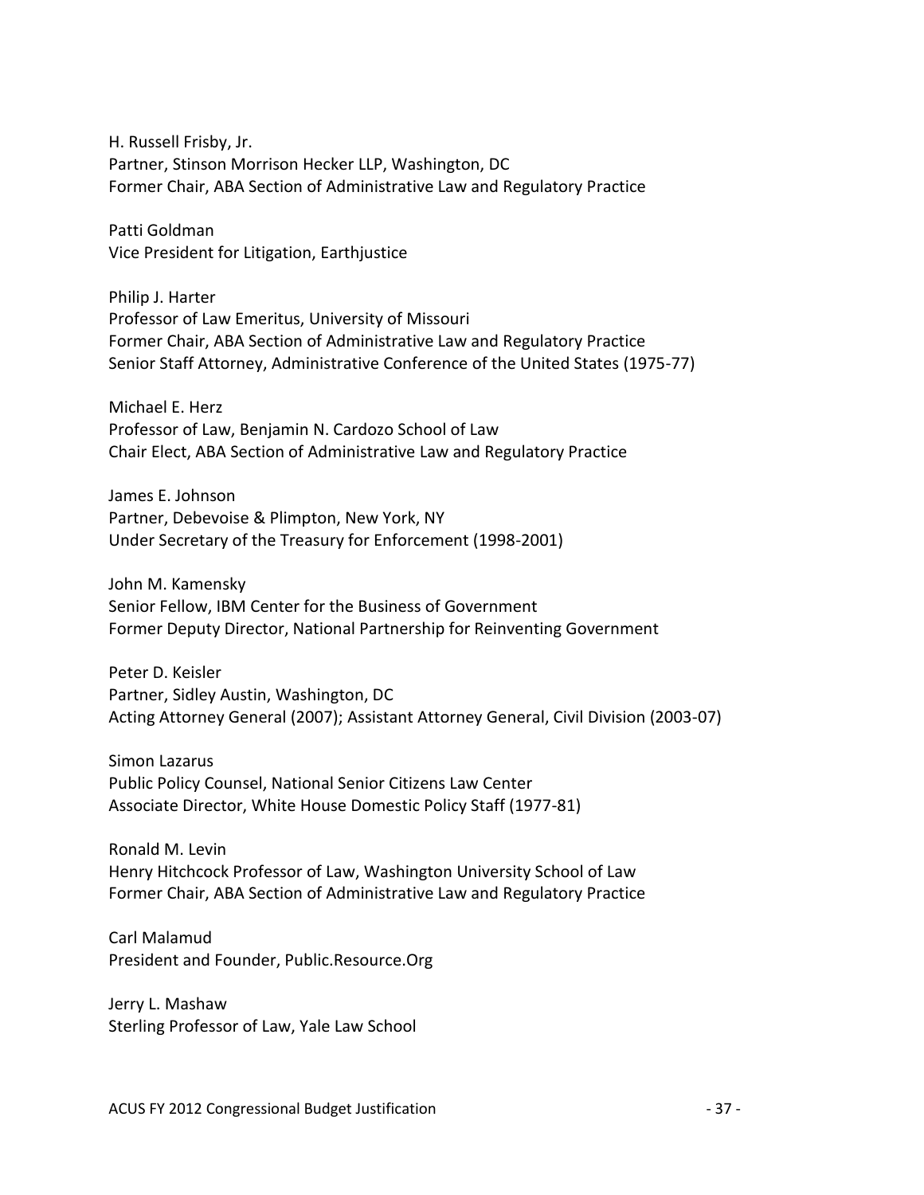H. Russell Frisby, Jr.
Partner, Stinson Morrison Hecker LLP, Washington, DC
Former Chair, ABA Section of Administrative Law and Regulatory Practice

Patti Goldman
Vice President for Litigation, Earthjustice

Philip J. Harter
Professor of Law Emeritus, University of Missouri
Former Chair, ABA Section of Administrative Law and Regulatory Practice
Senior Staff Attorney, Administrative Conference of the United States (1975-77)

Michael E. Herz
Professor of Law, Benjamin N. Cardozo School of Law
Chair Elect, ABA Section of Administrative Law and Regulatory Practice

James E. Johnson
Partner, Debevoise & Plimpton, New York, NY
Under Secretary of the Treasury for Enforcement (1998-2001)

John M. Kamensky
Senior Fellow, IBM Center for the Business of Government
Former Deputy Director, National Partnership for Reinventing Government

Peter D. Keisler
Partner, Sidley Austin, Washington, DC
Acting Attorney General (2007); Assistant Attorney General, Civil Division (2003-07)

Simon Lazarus
Public Policy Counsel, National Senior Citizens Law Center
Associate Director, White House Domestic Policy Staff (1977-81)

Ronald M. Levin
Henry Hitchcock Professor of Law, Washington University School of Law
Former Chair, ABA Section of Administrative Law and Regulatory Practice

Carl Malamud
President and Founder, Public.Resource.Org

Jerry L. Mashaw
Sterling Professor of Law, Yale Law School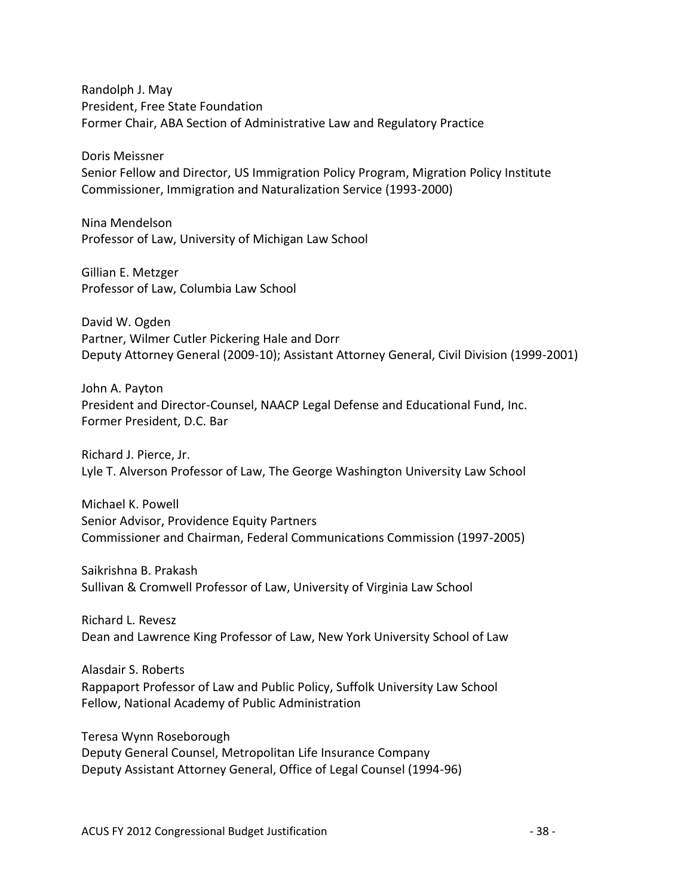Randolph J. May
President, Free State Foundation
Former Chair, ABA Section of Administrative Law and Regulatory Practice

Doris Meissner
Senior Fellow and Director, US Immigration Policy Program, Migration Policy Institute
Commissioner, Immigration and Naturalization Service (1993-2000)

Nina Mendelson
Professor of Law, University of Michigan Law School

Gillian E. Metzger
Professor of Law, Columbia Law School

David W. Ogden
Partner, Wilmer Cutler Pickering Hale and Dorr
Deputy Attorney General (2009-10); Assistant Attorney General, Civil Division (1999-2001)

John A. Payton
President and Director-Counsel, NAACP Legal Defense and Educational Fund, Inc.
Former President, D.C. Bar

Richard J. Pierce, Jr.
Lyle T. Alverson Professor of Law, The George Washington University Law School

Michael K. Powell
Senior Advisor, Providence Equity Partners
Commissioner and Chairman, Federal Communications Commission (1997-2005)

Saikrishna B. Prakash
Sullivan & Cromwell Professor of Law, University of Virginia Law School

Richard L. Revesz
Dean and Lawrence King Professor of Law, New York University School of Law

Alasdair S. Roberts
Rappaport Professor of Law and Public Policy, Suffolk University Law School
Fellow, National Academy of Public Administration

Teresa Wynn Roseborough
Deputy General Counsel, Metropolitan Life Insurance Company
Deputy Assistant Attorney General, Office of Legal Counsel (1994-96)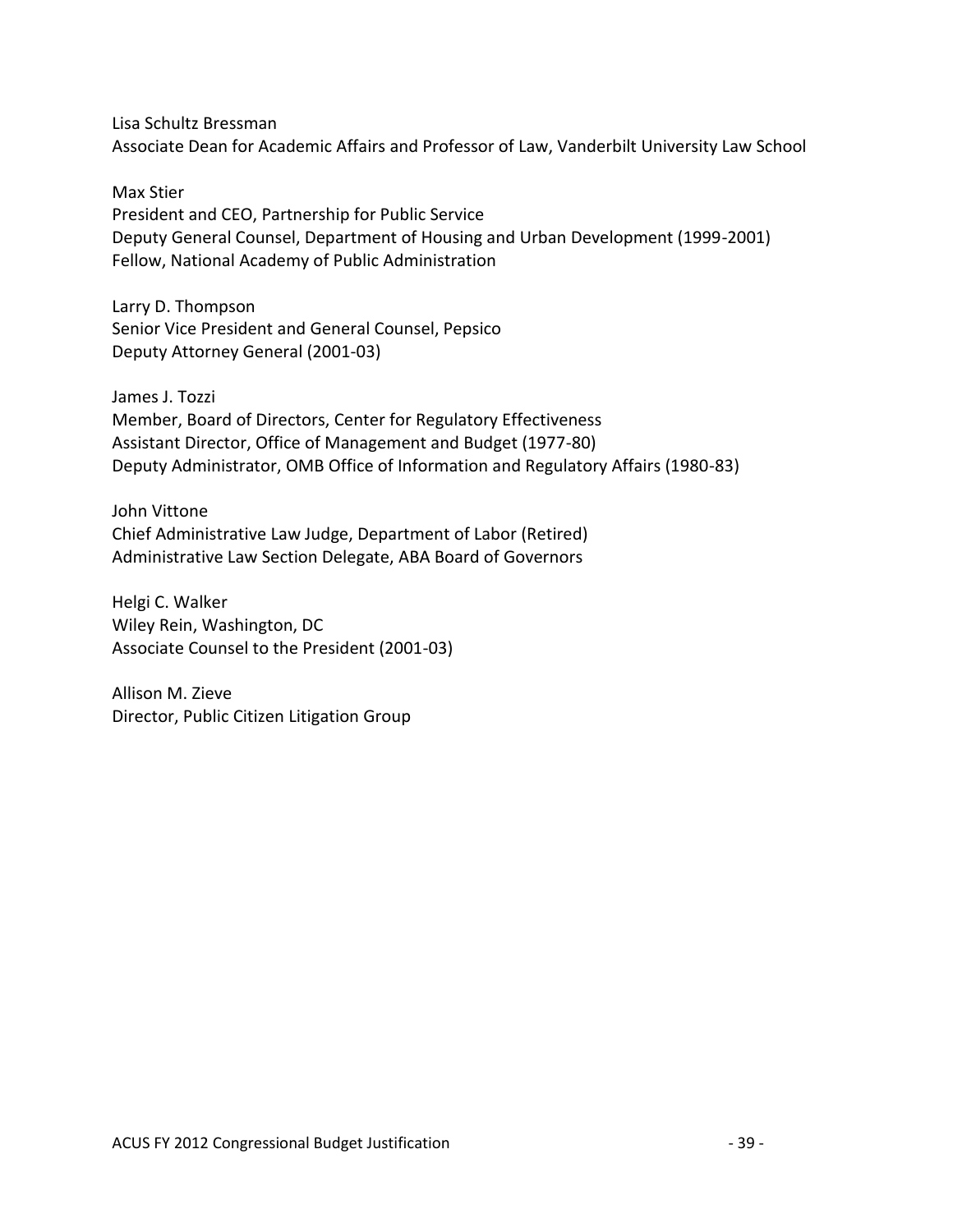Lisa Schultz Bressman
Associate Dean for Academic Affairs and Professor of Law, Vanderbilt University Law School

Max Stier
President and CEO, Partnership for Public Service
Deputy General Counsel, Department of Housing and Urban Development (1999-2001)
Fellow, National Academy of Public Administration

Larry D. Thompson
Senior Vice President and General Counsel, Pepsico
Deputy Attorney General (2001-03)

James J. Tozzi
Member, Board of Directors, Center for Regulatory Effectiveness
Assistant Director, Office of Management and Budget (1977-80)
Deputy Administrator, OMB Office of Information and Regulatory Affairs (1980-83)

John Vittone
Chief Administrative Law Judge, Department of Labor (Retired)
Administrative Law Section Delegate, ABA Board of Governors

Helgi C. Walker
Wiley Rein, Washington, DC
Associate Counsel to the President (2001-03)

Allison M. Zieve
Director, Public Citizen Litigation Group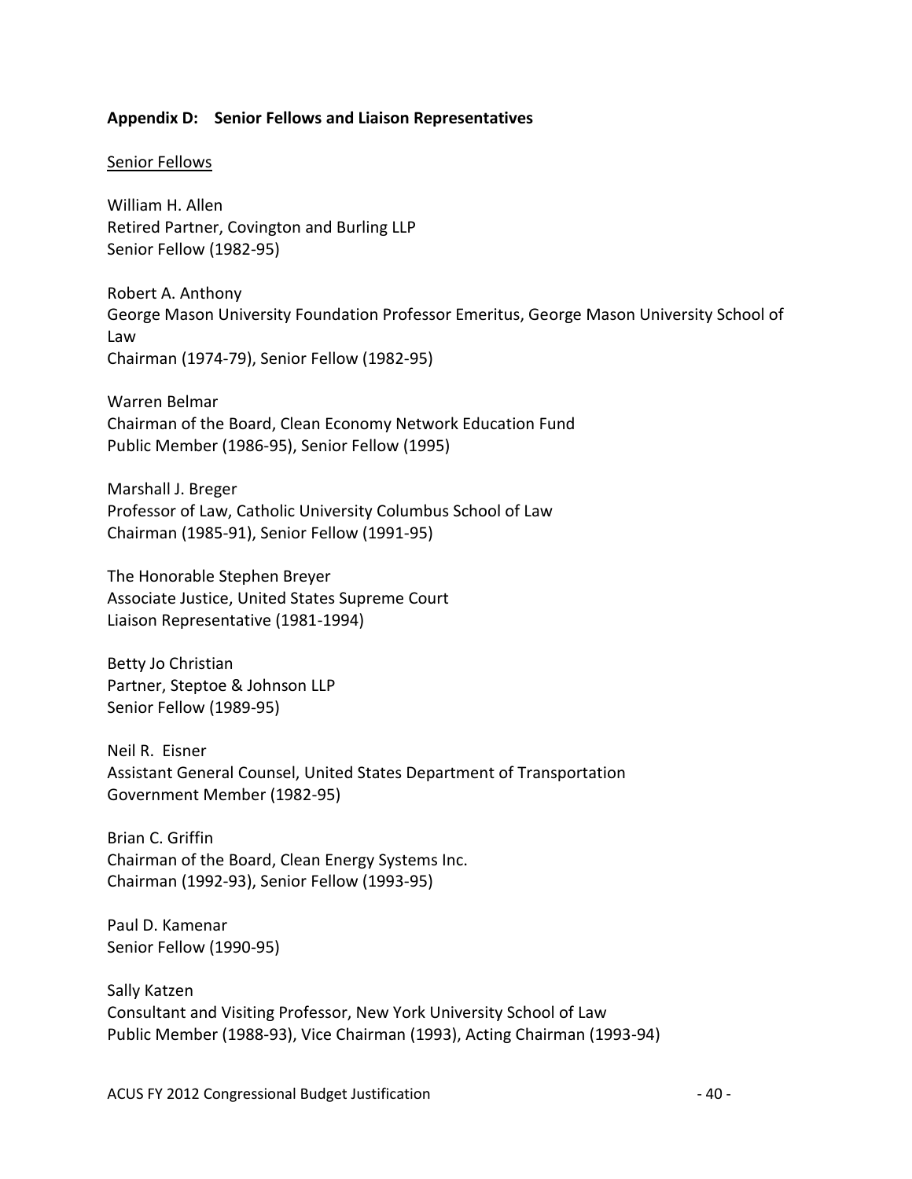**Appendix D: Senior Fellows and Liaison Representatives**

<u>Senior Fellows</u>

William H. Allen
Retired Partner, Covington and Burling LLP
Senior Fellow (1982-95)

Robert A. Anthony
George Mason University Foundation Professor Emeritus, George Mason University School of Law
Chairman (1974-79), Senior Fellow (1982-95)

Warren Belmar
Chairman of the Board, Clean Economy Network Education Fund
Public Member (1986-95), Senior Fellow (1995)

Marshall J. Breger
Professor of Law, Catholic University Columbus School of Law
Chairman (1985-91), Senior Fellow (1991-95)

The Honorable Stephen Breyer
Associate Justice, United States Supreme Court
Liaison Representative (1981-1994)

Betty Jo Christian
Partner, Steptoe & Johnson LLP
Senior Fellow (1989-95)

Neil R. Eisner
Assistant General Counsel, United States Department of Transportation
Government Member (1982-95)

Brian C. Griffin
Chairman of the Board, Clean Energy Systems Inc.
Chairman (1992-93), Senior Fellow (1993-95)

Paul D. Kamenar
Senior Fellow (1990-95)

Sally Katzen
Consultant and Visiting Professor, New York University School of Law
Public Member (1988-93), Vice Chairman (1993), Acting Chairman (1993-94)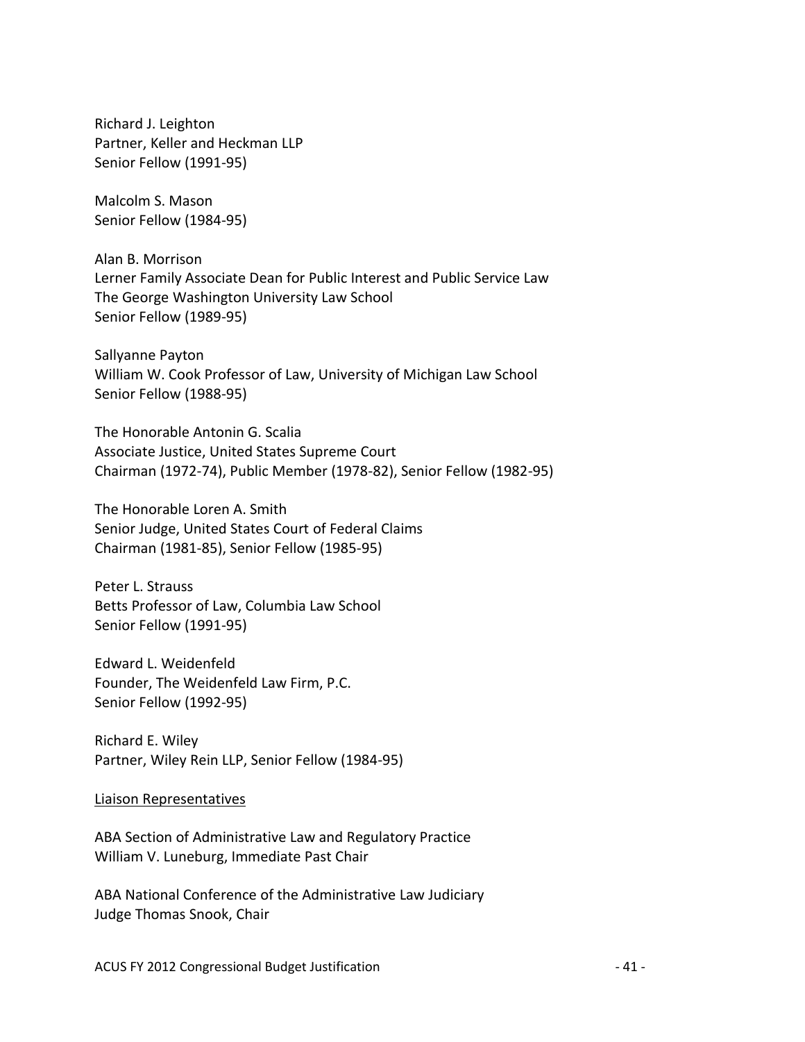Richard J. Leighton
Partner, Keller and Heckman LLP
Senior Fellow (1991-95)

Malcolm S. Mason
Senior Fellow (1984-95)

Alan B. Morrison
Lerner Family Associate Dean for Public Interest and Public Service Law
The George Washington University Law School
Senior Fellow (1989-95)

Sallyanne Payton
William W. Cook Professor of Law, University of Michigan Law School
Senior Fellow (1988-95)

The Honorable Antonin G. Scalia
Associate Justice, United States Supreme Court
Chairman (1972-74), Public Member (1978-82), Senior Fellow (1982-95)

The Honorable Loren A. Smith
Senior Judge, United States Court of Federal Claims
Chairman (1981-85), Senior Fellow (1985-95)

Peter L. Strauss
Betts Professor of Law, Columbia Law School
Senior Fellow (1991-95)

Edward L. Weidenfeld
Founder, The Weidenfeld Law Firm, P.C.
Senior Fellow (1992-95)

Richard E. Wiley
Partner, Wiley Rein LLP, Senior Fellow (1984-95)

<u>Liaison Representatives</u>

ABA Section of Administrative Law and Regulatory Practice
William V. Luneburg, Immediate Past Chair

ABA National Conference of the Administrative Law Judiciary
Judge Thomas Snook, Chair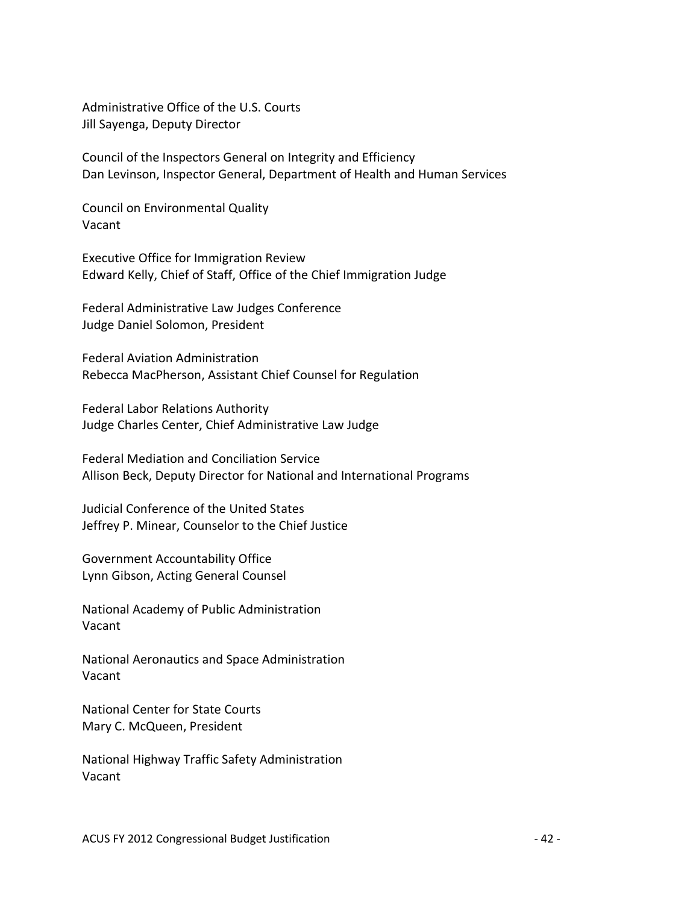Administrative Office of the U.S. Courts
Jill Sayenga, Deputy Director

Council of the Inspectors General on Integrity and Efficiency
Dan Levinson, Inspector General, Department of Health and Human Services

Council on Environmental Quality
Vacant

Executive Office for Immigration Review
Edward Kelly, Chief of Staff, Office of the Chief Immigration Judge

Federal Administrative Law Judges Conference
Judge Daniel Solomon, President

Federal Aviation Administration
Rebecca MacPherson, Assistant Chief Counsel for Regulation

Federal Labor Relations Authority
Judge Charles Center, Chief Administrative Law Judge

Federal Mediation and Conciliation Service
Allison Beck, Deputy Director for National and International Programs

Judicial Conference of the United States
Jeffrey P. Minear, Counselor to the Chief Justice

Government Accountability Office
Lynn Gibson, Acting General Counsel

National Academy of Public Administration
Vacant

National Aeronautics and Space Administration
Vacant

National Center for State Courts
Mary C. McQueen, President

National Highway Traffic Safety Administration
Vacant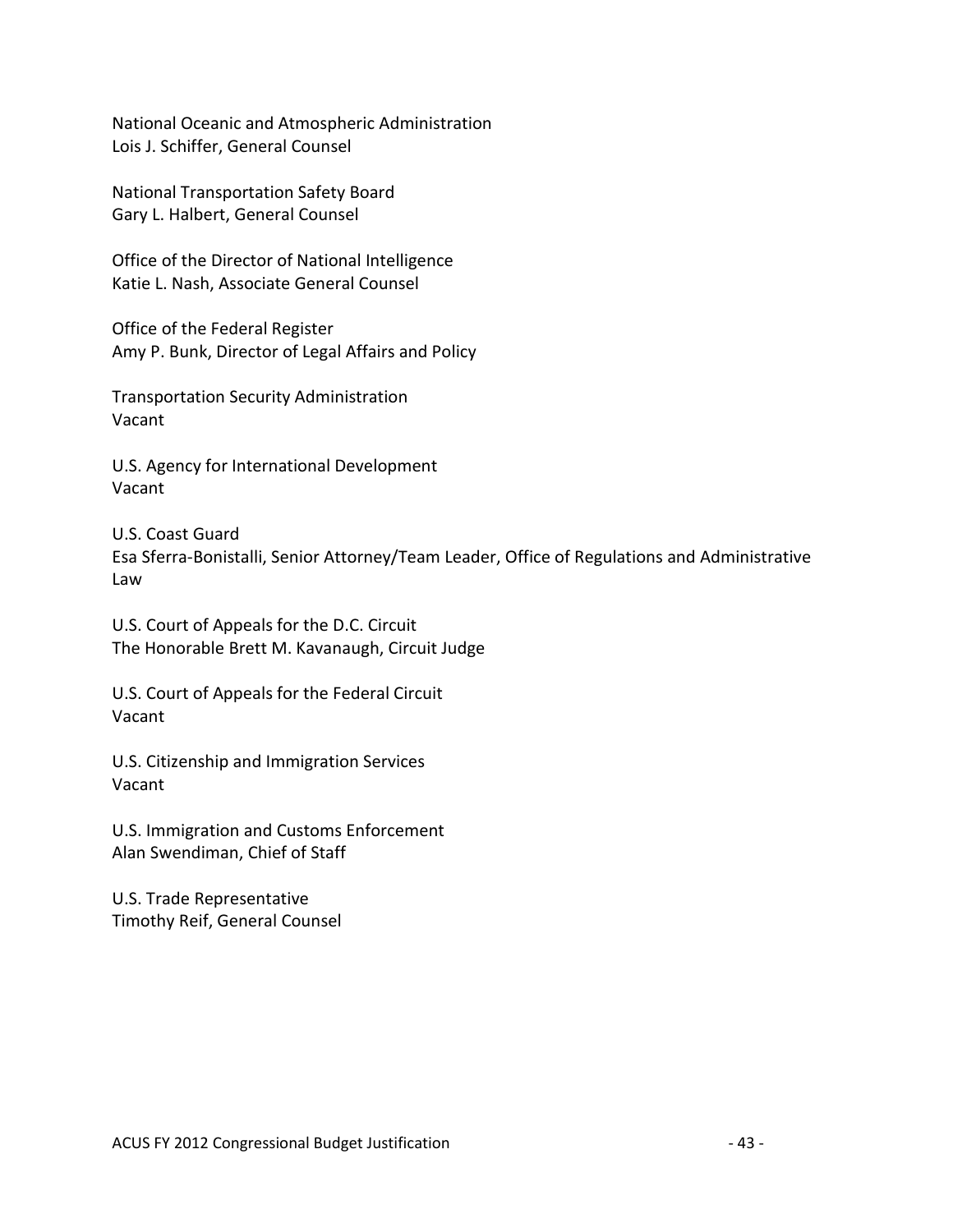National Oceanic and Atmospheric Administration
Lois J. Schiffer, General Counsel

National Transportation Safety Board
Gary L. Halbert, General Counsel

Office of the Director of National Intelligence
Katie L. Nash, Associate General Counsel

Office of the Federal Register
Amy P. Bunk, Director of Legal Affairs and Policy

Transportation Security Administration
Vacant

U.S. Agency for International Development
Vacant

U.S. Coast Guard
Esa Sferra-Bonistalli, Senior Attorney/Team Leader, Office of Regulations and Administrative Law

U.S. Court of Appeals for the D.C. Circuit
The Honorable Brett M. Kavanaugh, Circuit Judge

U.S. Court of Appeals for the Federal Circuit
Vacant

U.S. Citizenship and Immigration Services
Vacant

U.S. Immigration and Customs Enforcement
Alan Swendiman, Chief of Staff

U.S. Trade Representative
Timothy Reif, General Counsel